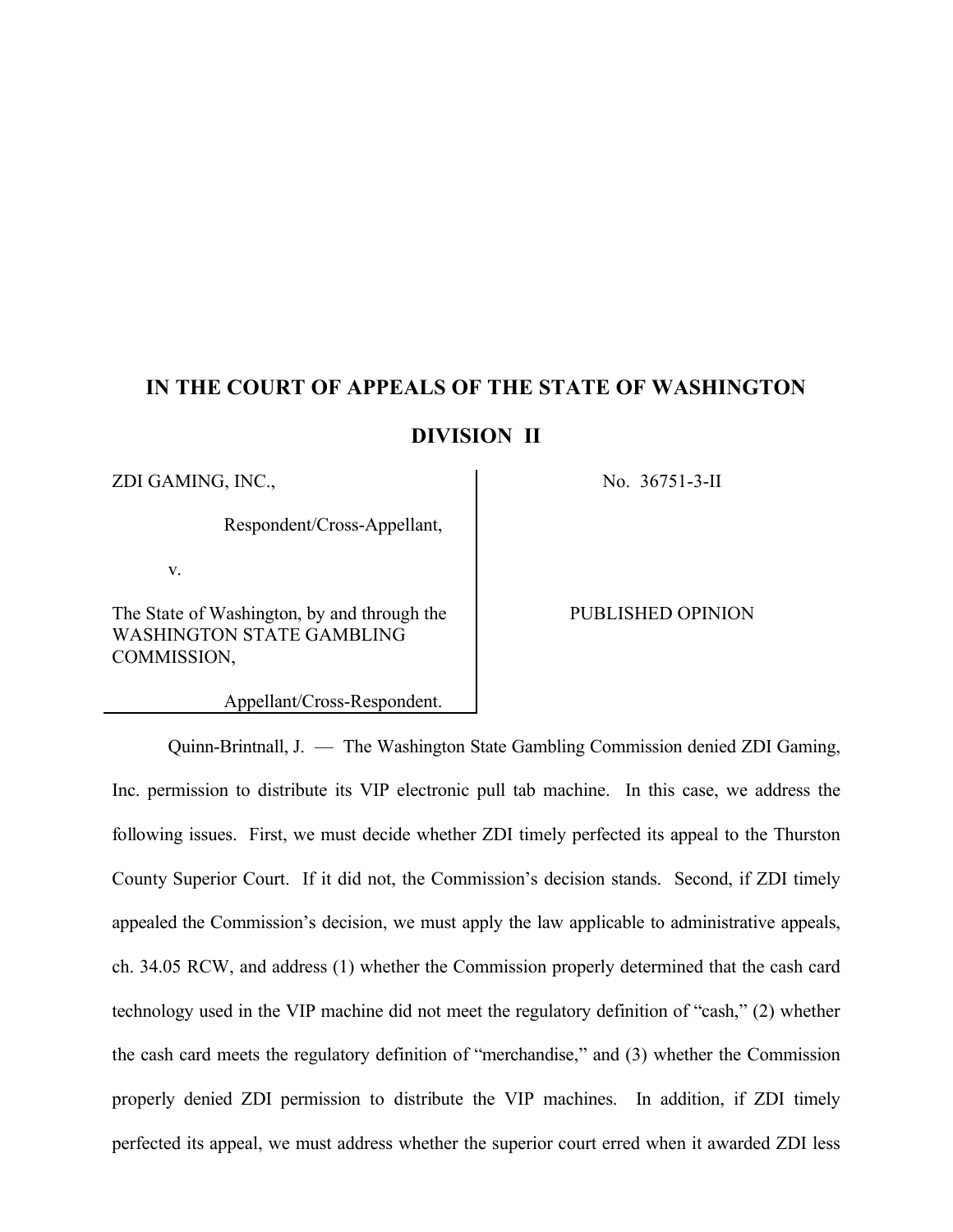# IN THE COURT OF APPEALS OF THE STATE OF WASHINGTON

## DIVISION II

| | |
|---|---|
| ZDI GAMING, INC., Respondent/Cross-Appellant, v. The State of Washington, by and through the WASHINGTON STATE GAMBLING COMMISSION, Appellant/Cross-Respondent. | No. 36751-3-II PUBLISHED OPINION |

Quinn-Brintnall, J. — The Washington State Gambling Commission denied ZDI Gaming, Inc. permission to distribute its VIP electronic pull tab machine. In this case, we address the following issues. First, we must decide whether ZDI timely perfected its appeal to the Thurston County Superior Court. If it did not, the Commission's decision stands. Second, if ZDI timely appealed the Commission's decision, we must apply the law applicable to administrative appeals, ch. 34.05 RCW, and address (1) whether the Commission properly determined that the cash card technology used in the VIP machine did not meet the regulatory definition of "cash," (2) whether the cash card meets the regulatory definition of "merchandise," and (3) whether the Commission properly denied ZDI permission to distribute the VIP machines. In addition, if ZDI timely perfected its appeal, we must address whether the superior court erred when it awarded ZDI less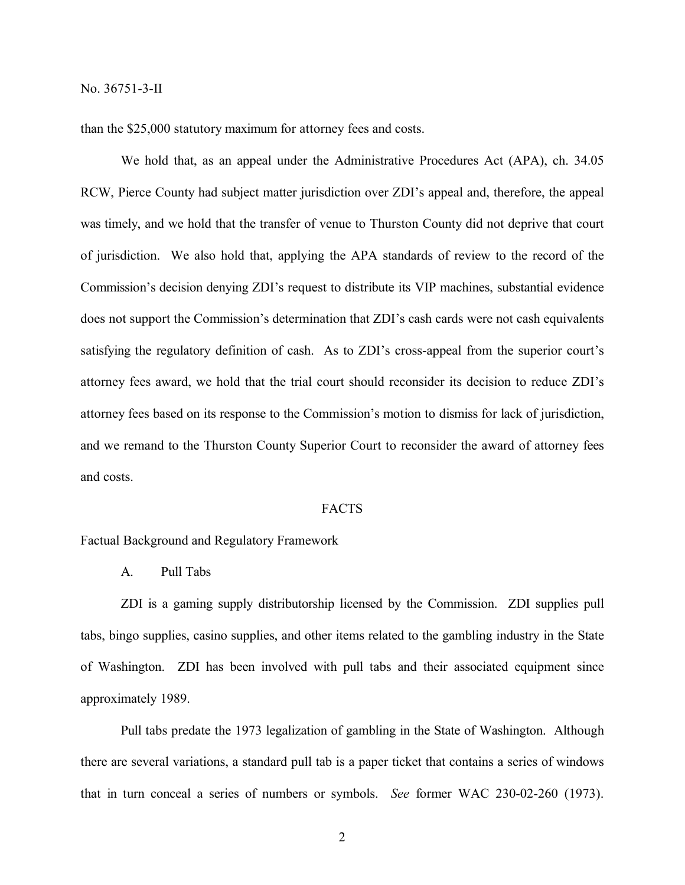than the $25,000 statutory maximum for attorney fees and costs.

We hold that, as an appeal under the Administrative Procedures Act (APA), ch. 34.05 RCW, Pierce County had subject matter jurisdiction over ZDI's appeal and, therefore, the appeal was timely, and we hold that the transfer of venue to Thurston County did not deprive that court of jurisdiction. We also hold that, applying the APA standards of review to the record of the Commission's decision denying ZDI's request to distribute its VIP machines, substantial evidence does not support the Commission's determination that ZDI's cash cards were not cash equivalents satisfying the regulatory definition of cash. As to ZDI's cross-appeal from the superior court's attorney fees award, we hold that the trial court should reconsider its decision to reduce ZDI's attorney fees based on its response to the Commission's motion to dismiss for lack of jurisdiction, and we remand to the Thurston County Superior Court to reconsider the award of attorney fees and costs.

## FACTS

### Factual Background and Regulatory Framework

#### A. Pull Tabs

ZDI is a gaming supply distributorship licensed by the Commission. ZDI supplies pull tabs, bingo supplies, casino supplies, and other items related to the gambling industry in the State of Washington. ZDI has been involved with pull tabs and their associated equipment since approximately 1989.

Pull tabs predate the 1973 legalization of gambling in the State of Washington. Although there are several variations, a standard pull tab is a paper ticket that contains a series of windows that in turn conceal a series of numbers or symbols. *See* former WAC 230-02-260 (1973).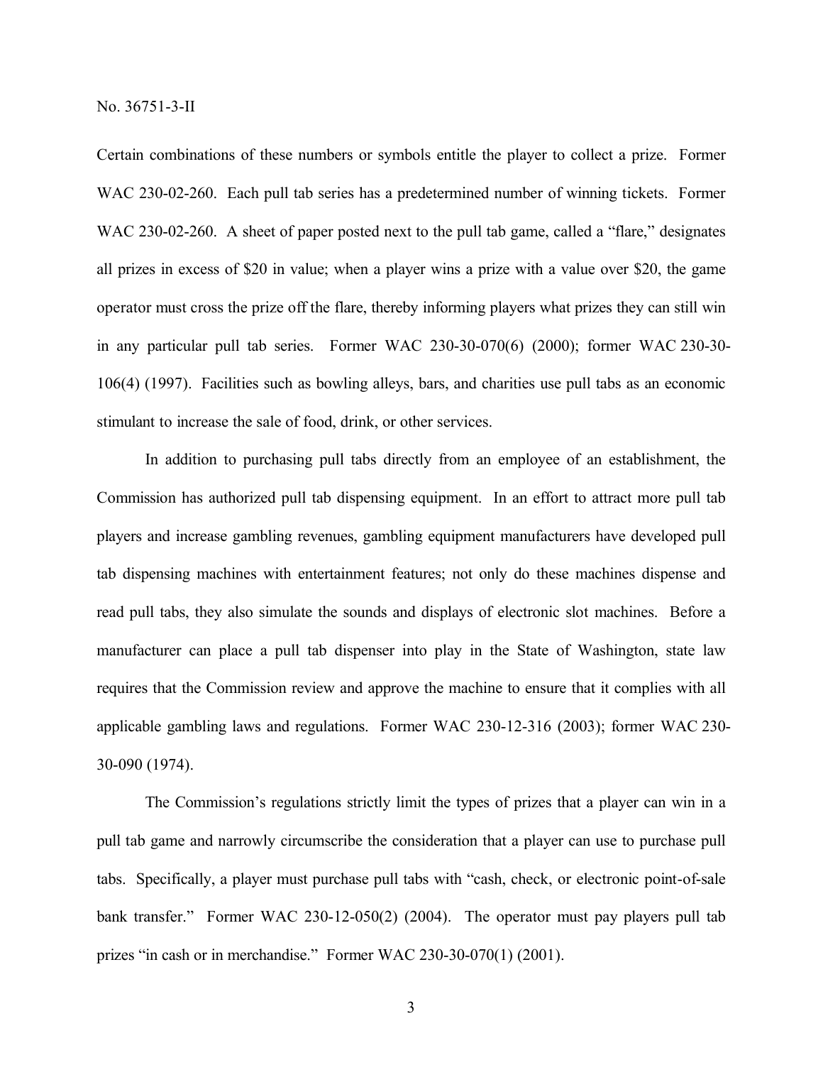Certain combinations of these numbers or symbols entitle the player to collect a prize. Former WAC 230-02-260. Each pull tab series has a predetermined number of winning tickets. Former WAC 230-02-260. A sheet of paper posted next to the pull tab game, called a "flare," designates all prizes in excess of $20 in value; when a player wins a prize with a value over $20, the game operator must cross the prize off the flare, thereby informing players what prizes they can still win in any particular pull tab series. Former WAC 230-30-070(6) (2000); former WAC 230-30-106(4) (1997). Facilities such as bowling alleys, bars, and charities use pull tabs as an economic stimulant to increase the sale of food, drink, or other services.

In addition to purchasing pull tabs directly from an employee of an establishment, the Commission has authorized pull tab dispensing equipment. In an effort to attract more pull tab players and increase gambling revenues, gambling equipment manufacturers have developed pull tab dispensing machines with entertainment features; not only do these machines dispense and read pull tabs, they also simulate the sounds and displays of electronic slot machines. Before a manufacturer can place a pull tab dispenser into play in the State of Washington, state law requires that the Commission review and approve the machine to ensure that it complies with all applicable gambling laws and regulations. Former WAC 230-12-316 (2003); former WAC 230-30-090 (1974).

The Commission's regulations strictly limit the types of prizes that a player can win in a pull tab game and narrowly circumscribe the consideration that a player can use to purchase pull tabs. Specifically, a player must purchase pull tabs with "cash, check, or electronic point-of-sale bank transfer." Former WAC 230-12-050(2) (2004). The operator must pay players pull tab prizes "in cash or in merchandise." Former WAC 230-30-070(1) (2001).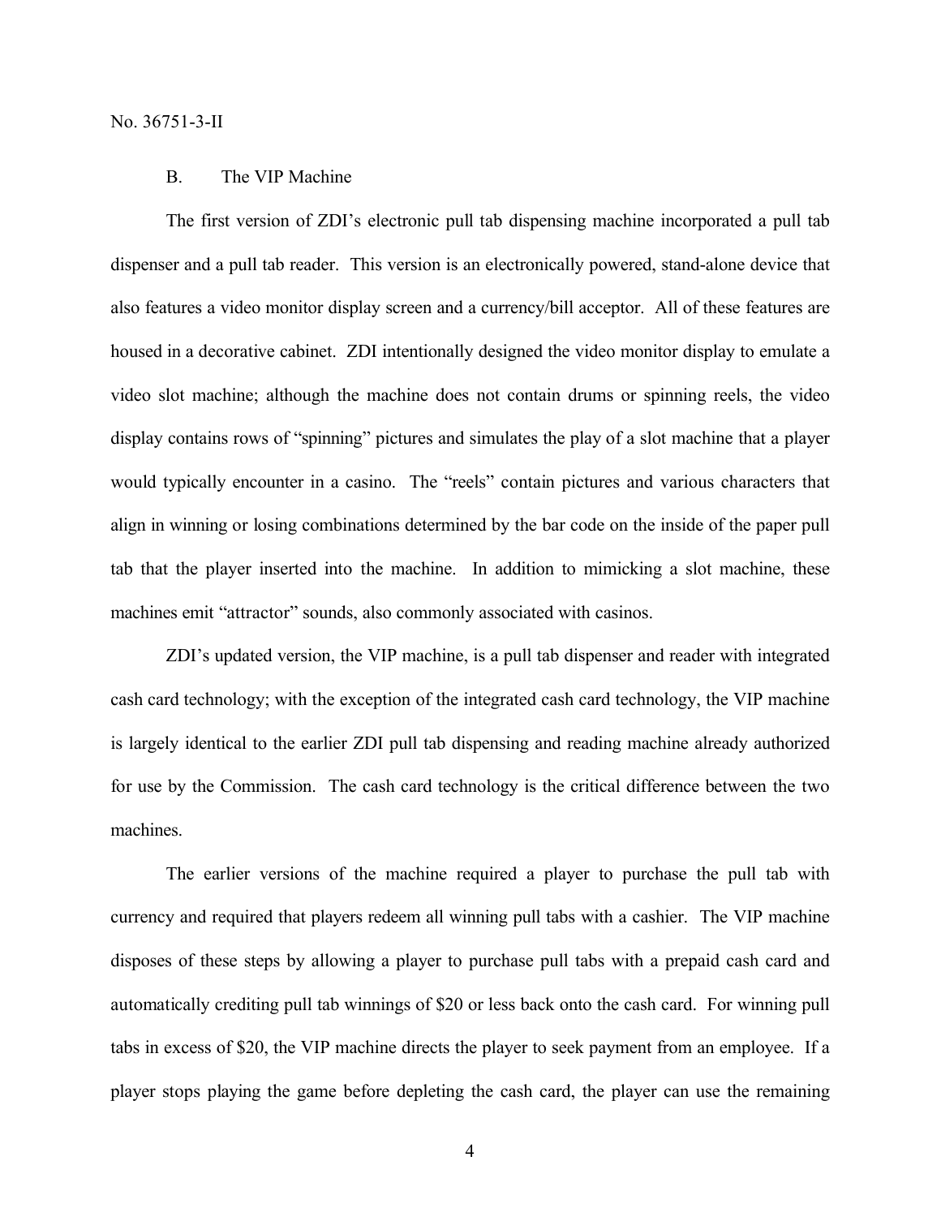### B. The VIP Machine

The first version of ZDI's electronic pull tab dispensing machine incorporated a pull tab dispenser and a pull tab reader. This version is an electronically powered, stand-alone device that also features a video monitor display screen and a currency/bill acceptor. All of these features are housed in a decorative cabinet. ZDI intentionally designed the video monitor display to emulate a video slot machine; although the machine does not contain drums or spinning reels, the video display contains rows of "spinning" pictures and simulates the play of a slot machine that a player would typically encounter in a casino. The "reels" contain pictures and various characters that align in winning or losing combinations determined by the bar code on the inside of the paper pull tab that the player inserted into the machine. In addition to mimicking a slot machine, these machines emit "attractor" sounds, also commonly associated with casinos.

ZDI's updated version, the VIP machine, is a pull tab dispenser and reader with integrated cash card technology; with the exception of the integrated cash card technology, the VIP machine is largely identical to the earlier ZDI pull tab dispensing and reading machine already authorized for use by the Commission. The cash card technology is the critical difference between the two machines.

The earlier versions of the machine required a player to purchase the pull tab with currency and required that players redeem all winning pull tabs with a cashier. The VIP machine disposes of these steps by allowing a player to purchase pull tabs with a prepaid cash card and automatically crediting pull tab winnings of $20 or less back onto the cash card. For winning pull tabs in excess of $20, the VIP machine directs the player to seek payment from an employee. If a player stops playing the game before depleting the cash card, the player can use the remaining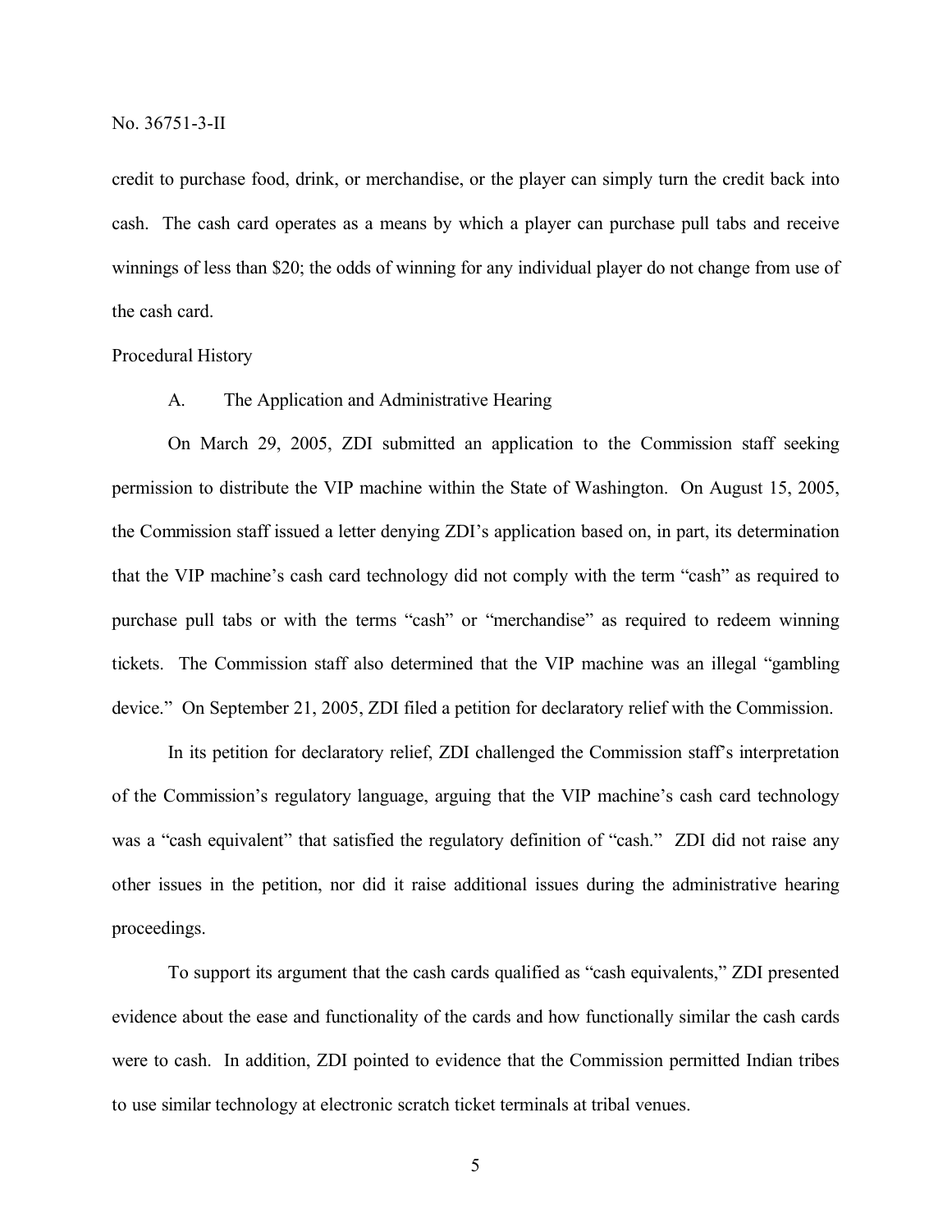credit to purchase food, drink, or merchandise, or the player can simply turn the credit back into cash. The cash card operates as a means by which a player can purchase pull tabs and receive winnings of less than $20; the odds of winning for any individual player do not change from use of the cash card.

Procedural History

A. The Application and Administrative Hearing

On March 29, 2005, ZDI submitted an application to the Commission staff seeking permission to distribute the VIP machine within the State of Washington. On August 15, 2005, the Commission staff issued a letter denying ZDI's application based on, in part, its determination that the VIP machine's cash card technology did not comply with the term "cash" as required to purchase pull tabs or with the terms "cash" or "merchandise" as required to redeem winning tickets. The Commission staff also determined that the VIP machine was an illegal "gambling device." On September 21, 2005, ZDI filed a petition for declaratory relief with the Commission.

In its petition for declaratory relief, ZDI challenged the Commission staff's interpretation of the Commission's regulatory language, arguing that the VIP machine's cash card technology was a "cash equivalent" that satisfied the regulatory definition of "cash." ZDI did not raise any other issues in the petition, nor did it raise additional issues during the administrative hearing proceedings.

To support its argument that the cash cards qualified as "cash equivalents," ZDI presented evidence about the ease and functionality of the cards and how functionally similar the cash cards were to cash. In addition, ZDI pointed to evidence that the Commission permitted Indian tribes to use similar technology at electronic scratch ticket terminals at tribal venues.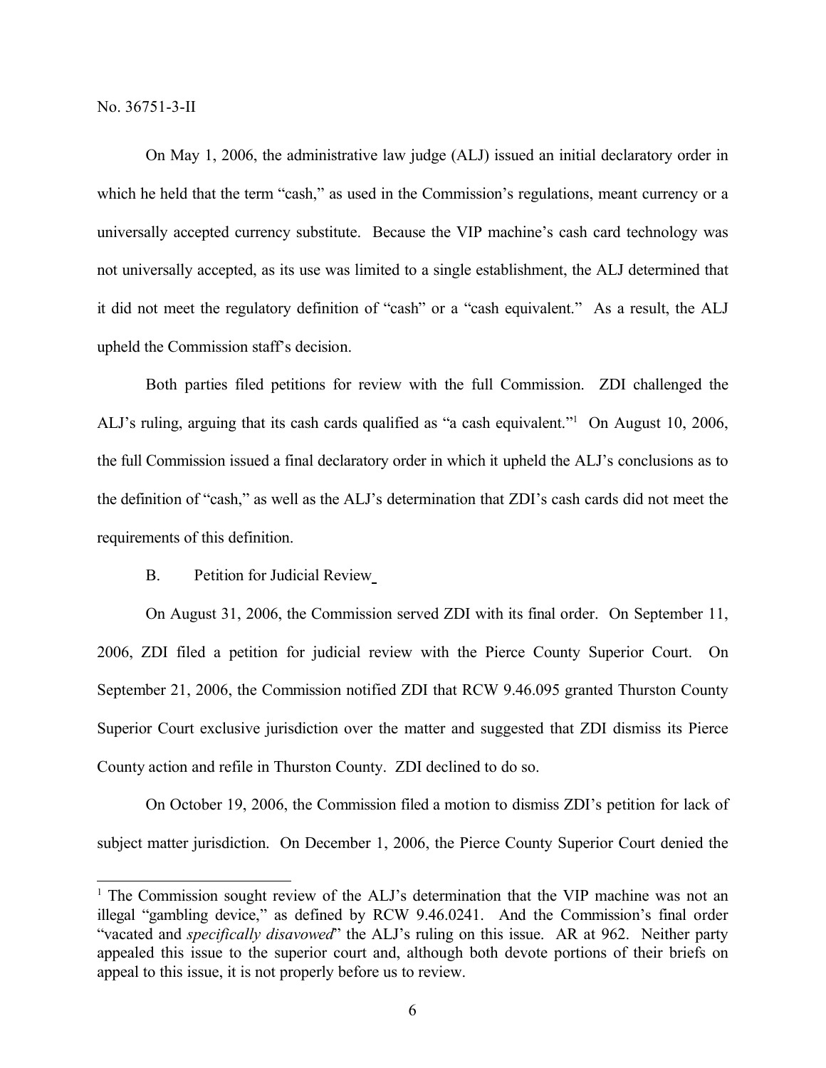On May 1, 2006, the administrative law judge (ALJ) issued an initial declaratory order in which he held that the term "cash," as used in the Commission's regulations, meant currency or a universally accepted currency substitute. Because the VIP machine's cash card technology was not universally accepted, as its use was limited to a single establishment, the ALJ determined that it did not meet the regulatory definition of "cash" or a "cash equivalent." As a result, the ALJ upheld the Commission staff's decision.

Both parties filed petitions for review with the full Commission. ZDI challenged the ALJ's ruling, arguing that its cash cards qualified as "a cash equivalent."[1] On August 10, 2006, the full Commission issued a final declaratory order in which it upheld the ALJ's conclusions as to the definition of "cash," as well as the ALJ's determination that ZDI's cash cards did not meet the requirements of this definition.

B. Petition for Judicial Review

On August 31, 2006, the Commission served ZDI with its final order. On September 11, 2006, ZDI filed a petition for judicial review with the Pierce County Superior Court. On September 21, 2006, the Commission notified ZDI that RCW 9.46.095 granted Thurston County Superior Court exclusive jurisdiction over the matter and suggested that ZDI dismiss its Pierce County action and refile in Thurston County. ZDI declined to do so.

On October 19, 2006, the Commission filed a motion to dismiss ZDI's petition for lack of subject matter jurisdiction. On December 1, 2006, the Pierce County Superior Court denied the

[1] The Commission sought review of the ALJ's determination that the VIP machine was not an illegal "gambling device," as defined by RCW 9.46.0241. And the Commission's final order "vacated and *specifically disavowed*" the ALJ's ruling on this issue. AR at 962. Neither party appealed this issue to the superior court and, although both devote portions of their briefs on appeal to this issue, it is not properly before us to review.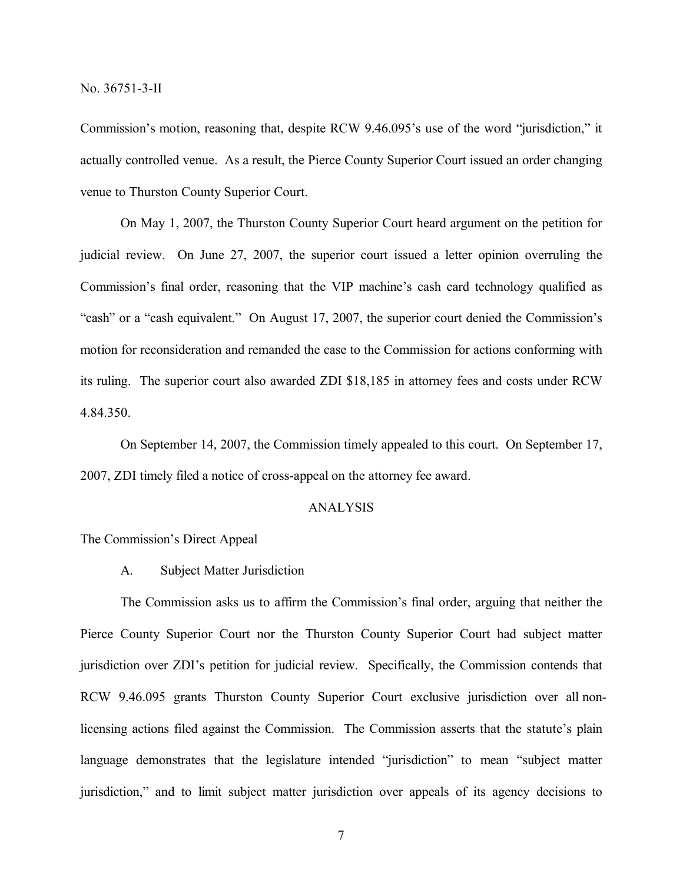Commission's motion, reasoning that, despite RCW 9.46.095's use of the word "jurisdiction," it actually controlled venue. As a result, the Pierce County Superior Court issued an order changing venue to Thurston County Superior Court.

On May 1, 2007, the Thurston County Superior Court heard argument on the petition for judicial review. On June 27, 2007, the superior court issued a letter opinion overruling the Commission's final order, reasoning that the VIP machine's cash card technology qualified as "cash" or a "cash equivalent." On August 17, 2007, the superior court denied the Commission's motion for reconsideration and remanded the case to the Commission for actions conforming with its ruling. The superior court also awarded ZDI $18,185 in attorney fees and costs under RCW 4.84.350.

On September 14, 2007, the Commission timely appealed to this court. On September 17, 2007, ZDI timely filed a notice of cross-appeal on the attorney fee award.

## ANALYSIS

The Commission's Direct Appeal

A. Subject Matter Jurisdiction

The Commission asks us to affirm the Commission's final order, arguing that neither the Pierce County Superior Court nor the Thurston County Superior Court had subject matter jurisdiction over ZDI's petition for judicial review. Specifically, the Commission contends that RCW 9.46.095 grants Thurston County Superior Court exclusive jurisdiction over all non-licensing actions filed against the Commission. The Commission asserts that the statute's plain language demonstrates that the legislature intended "jurisdiction" to mean "subject matter jurisdiction," and to limit subject matter jurisdiction over appeals of its agency decisions to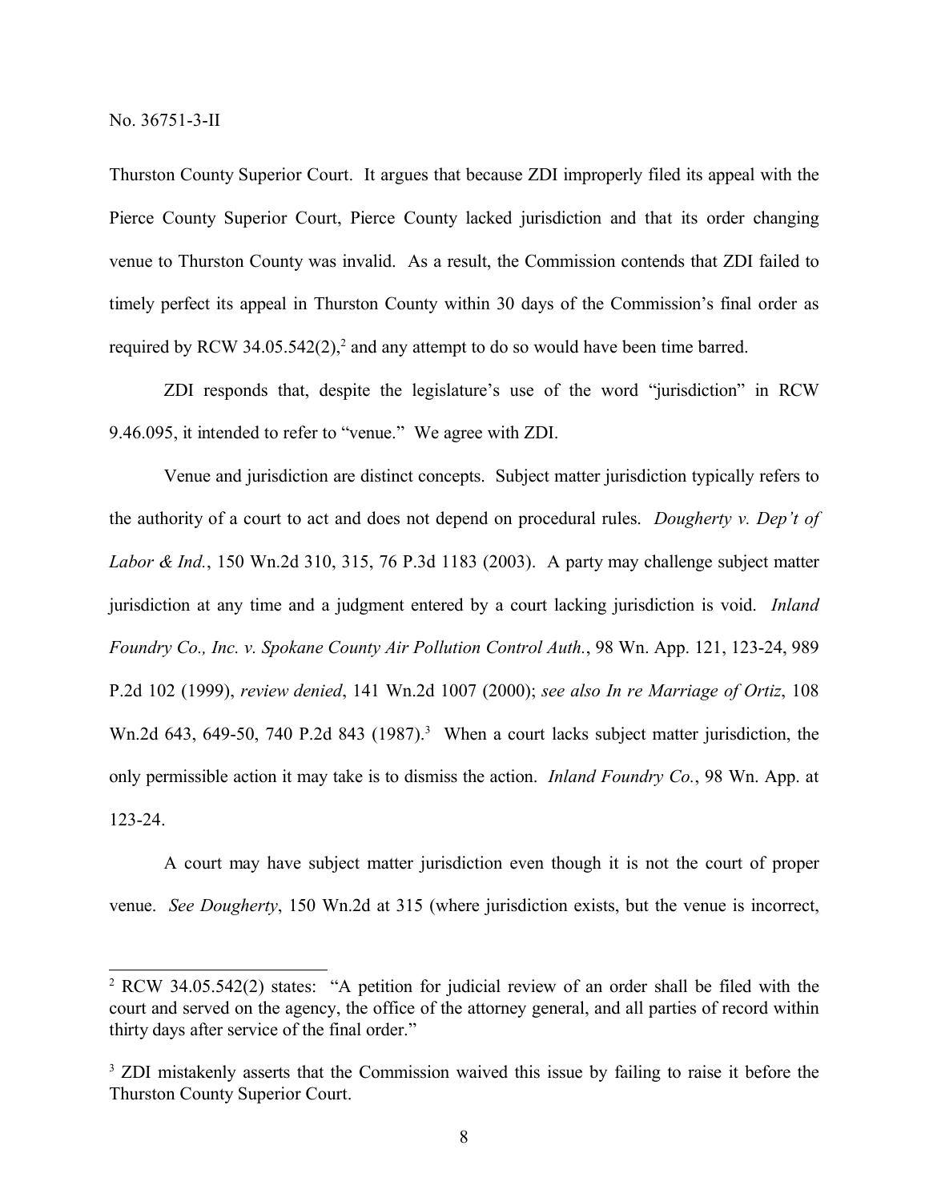Thurston County Superior Court. It argues that because ZDI improperly filed its appeal with the Pierce County Superior Court, Pierce County lacked jurisdiction and that its order changing venue to Thurston County was invalid. As a result, the Commission contends that ZDI failed to timely perfect its appeal in Thurston County within 30 days of the Commission's final order as required by RCW 34.05.542(2),[2] and any attempt to do so would have been time barred.

ZDI responds that, despite the legislature's use of the word "jurisdiction" in RCW 9.46.095, it intended to refer to "venue." We agree with ZDI.

Venue and jurisdiction are distinct concepts. Subject matter jurisdiction typically refers to the authority of a court to act and does not depend on procedural rules. *Dougherty v. Dep't of Labor & Ind.*, 150 Wn.2d 310, 315, 76 P.3d 1183 (2003). A party may challenge subject matter jurisdiction at any time and a judgment entered by a court lacking jurisdiction is void. *Inland Foundry Co., Inc. v. Spokane County Air Pollution Control Auth.*, 98 Wn. App. 121, 123-24, 989 P.2d 102 (1999), *review denied*, 141 Wn.2d 1007 (2000); *see also In re Marriage of Ortiz*, 108 Wn.2d 643, 649-50, 740 P.2d 843 (1987).[3] When a court lacks subject matter jurisdiction, the only permissible action it may take is to dismiss the action. *Inland Foundry Co.*, 98 Wn. App. at 123-24.

A court may have subject matter jurisdiction even though it is not the court of proper venue. *See Dougherty*, 150 Wn.2d at 315 (where jurisdiction exists, but the venue is incorrect,

---

[2] RCW 34.05.542(2) states: "A petition for judicial review of an order shall be filed with the court and served on the agency, the office of the attorney general, and all parties of record within thirty days after service of the final order."

[3] ZDI mistakenly asserts that the Commission waived this issue by failing to raise it before the Thurston County Superior Court.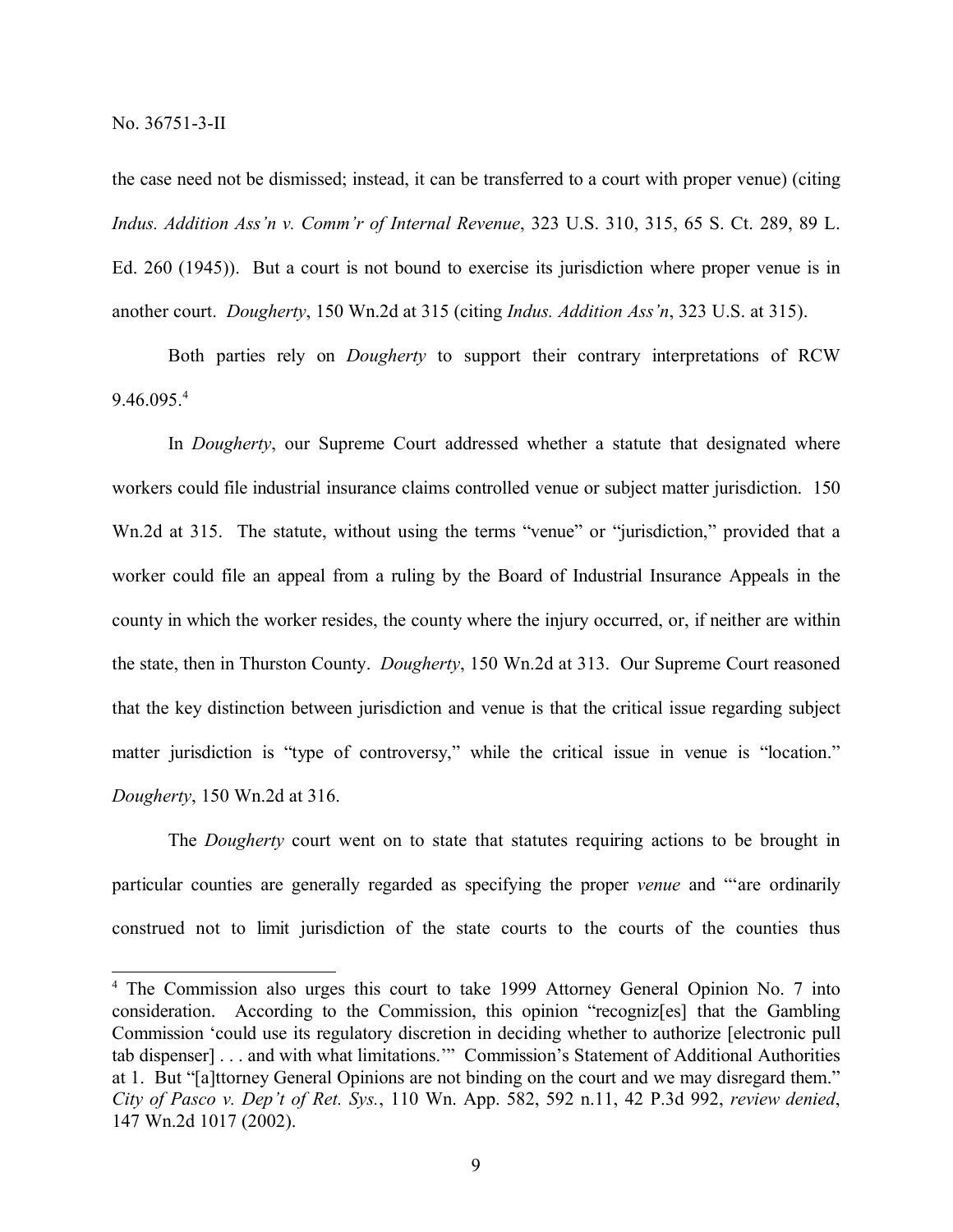the case need not be dismissed; instead, it can be transferred to a court with proper venue) (citing *Indus. Addition Ass'n v. Comm'r of Internal Revenue*, 323 U.S. 310, 315, 65 S. Ct. 289, 89 L. Ed. 260 (1945)). But a court is not bound to exercise its jurisdiction where proper venue is in another court. *Dougherty*, 150 Wn.2d at 315 (citing *Indus. Addition Ass'n*, 323 U.S. at 315).

Both parties rely on *Dougherty* to support their contrary interpretations of RCW 9.46.095.[4]

In *Dougherty*, our Supreme Court addressed whether a statute that designated where workers could file industrial insurance claims controlled venue or subject matter jurisdiction. 150 Wn.2d at 315. The statute, without using the terms "venue" or "jurisdiction," provided that a worker could file an appeal from a ruling by the Board of Industrial Insurance Appeals in the county in which the worker resides, the county where the injury occurred, or, if neither are within the state, then in Thurston County. *Dougherty*, 150 Wn.2d at 313. Our Supreme Court reasoned that the key distinction between jurisdiction and venue is that the critical issue regarding subject matter jurisdiction is "type of controversy," while the critical issue in venue is "location." *Dougherty*, 150 Wn.2d at 316.

The *Dougherty* court went on to state that statutes requiring actions to be brought in particular counties are generally regarded as specifying the proper *venue* and "'are ordinarily construed not to limit jurisdiction of the state courts to the courts of the counties thus

---

[4] The Commission also urges this court to take 1999 Attorney General Opinion No. 7 into consideration. According to the Commission, this opinion "recogniz[es] that the Gambling Commission 'could use its regulatory discretion in deciding whether to authorize [electronic pull tab dispenser] . . . and with what limitations.'" Commission's Statement of Additional Authorities at 1. But "[a]ttorney General Opinions are not binding on the court and we may disregard them." *City of Pasco v. Dep't of Ret. Sys.*, 110 Wn. App. 582, 592 n.11, 42 P.3d 992, *review denied*, 147 Wn.2d 1017 (2002).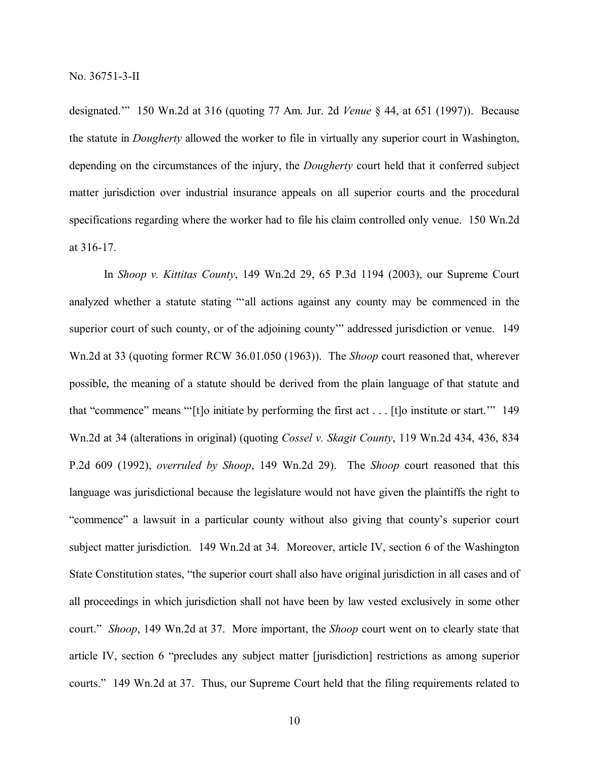designated.'" 150 Wn.2d at 316 (quoting 77 Am. Jur. 2d *Venue* § 44, at 651 (1997)). Because the statute in *Dougherty* allowed the worker to file in virtually any superior court in Washington, depending on the circumstances of the injury, the *Dougherty* court held that it conferred subject matter jurisdiction over industrial insurance appeals on all superior courts and the procedural specifications regarding where the worker had to file his claim controlled only venue. 150 Wn.2d at 316-17.

In *Shoop v. Kittitas County*, 149 Wn.2d 29, 65 P.3d 1194 (2003), our Supreme Court analyzed whether a statute stating "'all actions against any county may be commenced in the superior court of such county, or of the adjoining county'" addressed jurisdiction or venue. 149 Wn.2d at 33 (quoting former RCW 36.01.050 (1963)). The *Shoop* court reasoned that, wherever possible, the meaning of a statute should be derived from the plain language of that statute and that "commence" means "'[t]o initiate by performing the first act . . . [t]o institute or start.'" 149 Wn.2d at 34 (alterations in original) (quoting *Cossel v. Skagit County*, 119 Wn.2d 434, 436, 834 P.2d 609 (1992), *overruled by Shoop*, 149 Wn.2d 29). The *Shoop* court reasoned that this language was jurisdictional because the legislature would not have given the plaintiffs the right to "commence" a lawsuit in a particular county without also giving that county's superior court subject matter jurisdiction. 149 Wn.2d at 34. Moreover, article IV, section 6 of the Washington State Constitution states, "the superior court shall also have original jurisdiction in all cases and of all proceedings in which jurisdiction shall not have been by law vested exclusively in some other court." *Shoop*, 149 Wn.2d at 37. More important, the *Shoop* court went on to clearly state that article IV, section 6 "precludes any subject matter [jurisdiction] restrictions as among superior courts." 149 Wn.2d at 37. Thus, our Supreme Court held that the filing requirements related to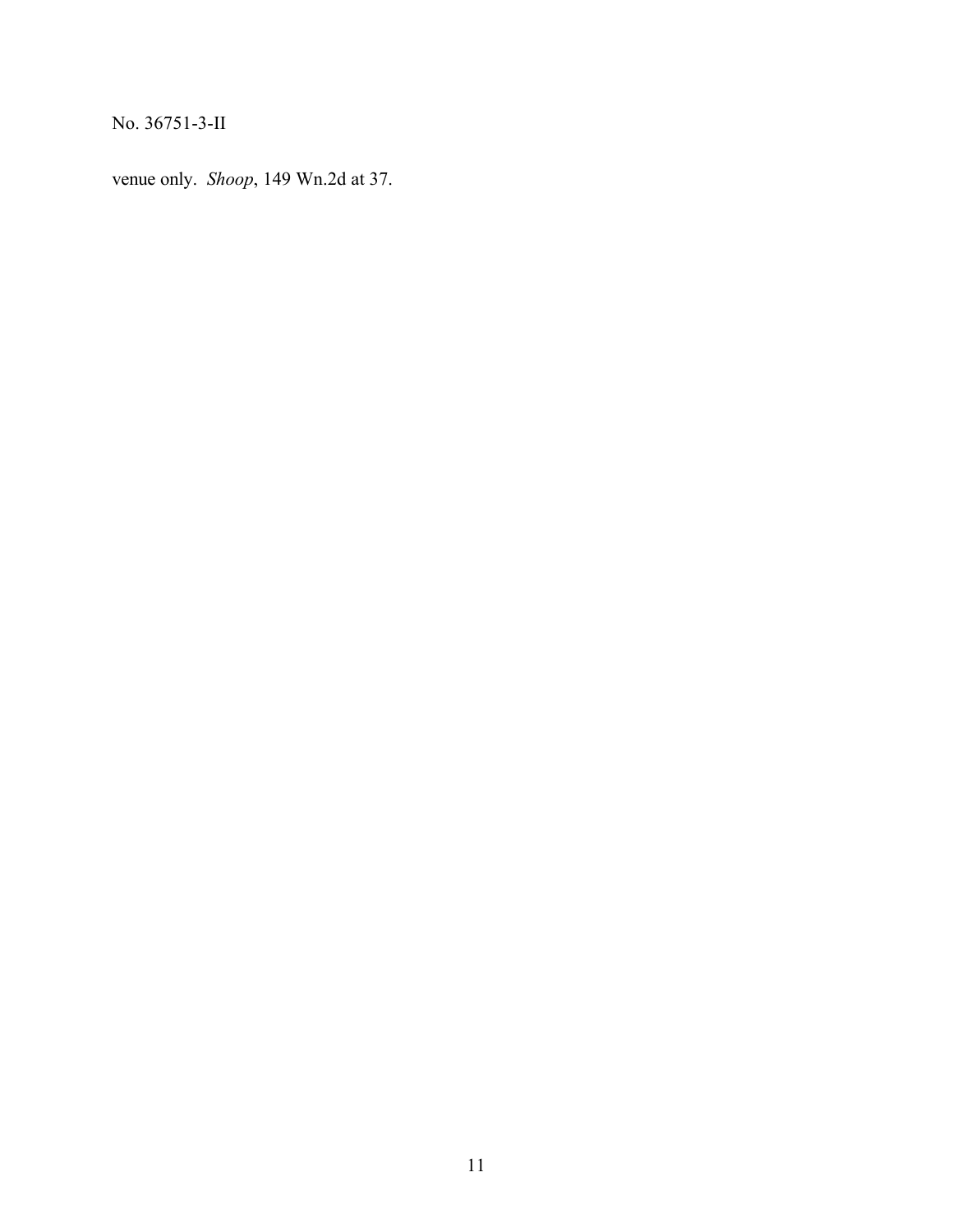venue only. *Shoop*, 149 Wn.2d at 37.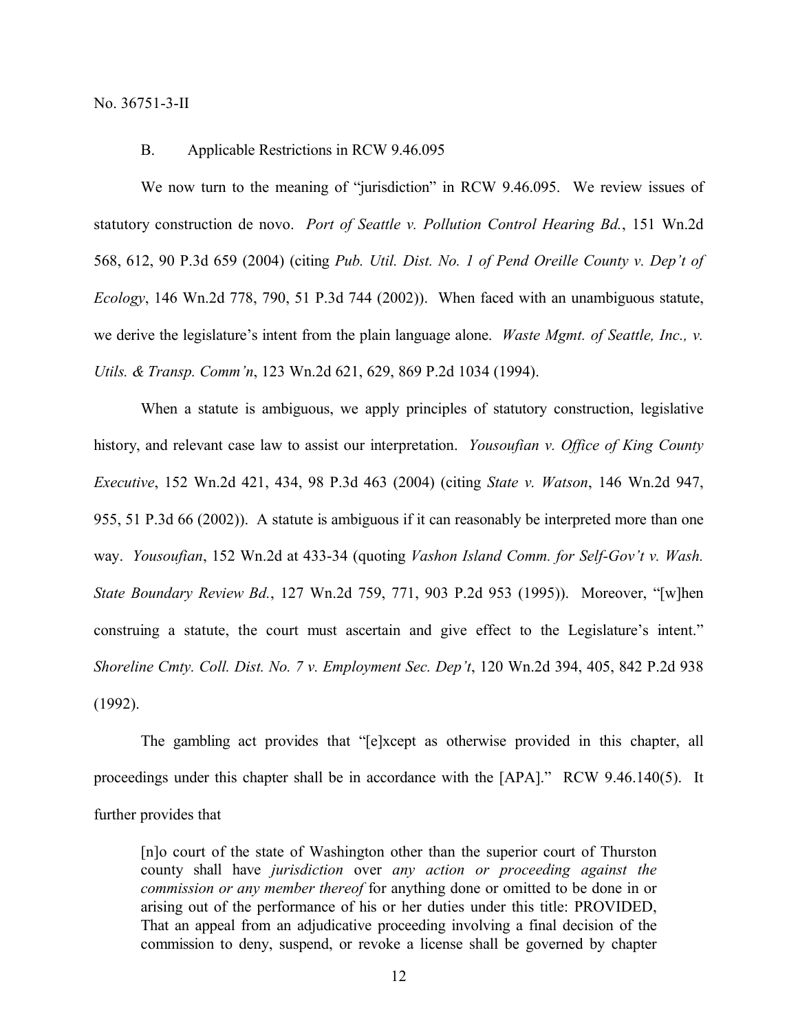No. 36751-3-II

### B. Applicable Restrictions in RCW 9.46.095

We now turn to the meaning of "jurisdiction" in RCW 9.46.095. We review issues of statutory construction de novo. *Port of Seattle v. Pollution Control Hearing Bd.*, 151 Wn.2d 568, 612, 90 P.3d 659 (2004) (citing *Pub. Util. Dist. No. 1 of Pend Oreille County v. Dep't of Ecology*, 146 Wn.2d 778, 790, 51 P.3d 744 (2002)). When faced with an unambiguous statute, we derive the legislature's intent from the plain language alone. *Waste Mgmt. of Seattle, Inc., v. Utils. & Transp. Comm'n*, 123 Wn.2d 621, 629, 869 P.2d 1034 (1994).

When a statute is ambiguous, we apply principles of statutory construction, legislative history, and relevant case law to assist our interpretation. *Yousoufian v. Office of King County Executive*, 152 Wn.2d 421, 434, 98 P.3d 463 (2004) (citing *State v. Watson*, 146 Wn.2d 947, 955, 51 P.3d 66 (2002)). A statute is ambiguous if it can reasonably be interpreted more than one way. *Yousoufian*, 152 Wn.2d at 433-34 (quoting *Vashon Island Comm. for Self-Gov't v. Wash. State Boundary Review Bd.*, 127 Wn.2d 759, 771, 903 P.2d 953 (1995)). Moreover, "[w]hen construing a statute, the court must ascertain and give effect to the Legislature's intent." *Shoreline Cmty. Coll. Dist. No. 7 v. Employment Sec. Dep't*, 120 Wn.2d 394, 405, 842 P.2d 938 (1992).

The gambling act provides that "[e]xcept as otherwise provided in this chapter, all proceedings under this chapter shall be in accordance with the [APA]." RCW 9.46.140(5). It further provides that

> [n]o court of the state of Washington other than the superior court of Thurston county shall have *jurisdiction* over *any action or proceeding against the commission or any member thereof* for anything done or omitted to be done in or arising out of the performance of his or her duties under this title: PROVIDED, That an appeal from an adjudicative proceeding involving a final decision of the commission to deny, suspend, or revoke a license shall be governed by chapter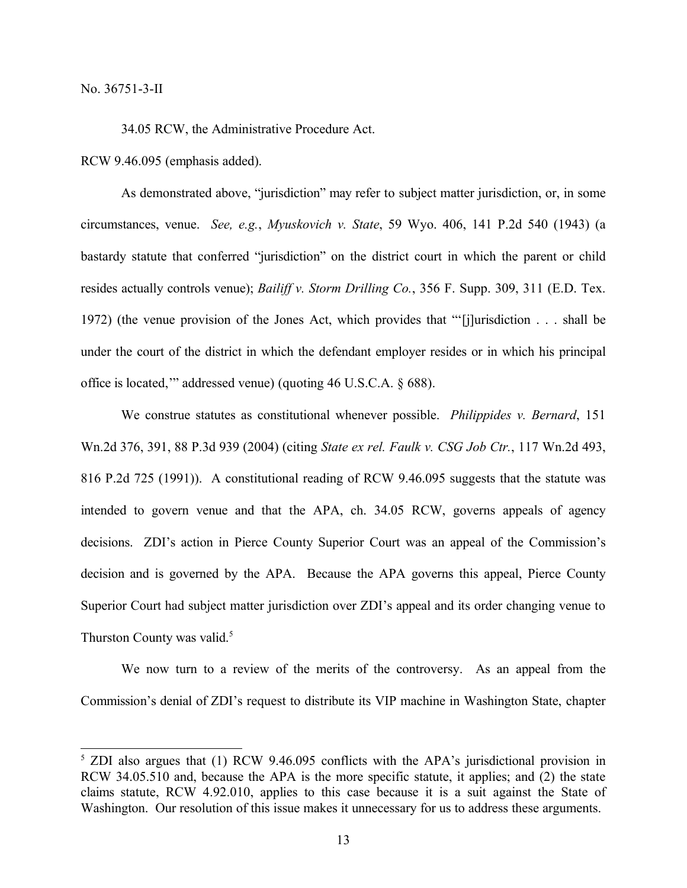34.05 RCW, the Administrative Procedure Act.

RCW 9.46.095 (emphasis added).

As demonstrated above, "jurisdiction" may refer to subject matter jurisdiction, or, in some circumstances, venue. *See, e.g.*, *Myuskovich v. State*, 59 Wyo. 406, 141 P.2d 540 (1943) (a bastardy statute that conferred "jurisdiction" on the district court in which the parent or child resides actually controls venue); *Bailiff v. Storm Drilling Co.*, 356 F. Supp. 309, 311 (E.D. Tex. 1972) (the venue provision of the Jones Act, which provides that "'[j]urisdiction . . . shall be under the court of the district in which the defendant employer resides or in which his principal office is located,'" addressed venue) (quoting 46 U.S.C.A. § 688).

We construe statutes as constitutional whenever possible. *Philippides v. Bernard*, 151 Wn.2d 376, 391, 88 P.3d 939 (2004) (citing *State ex rel. Faulk v. CSG Job Ctr.*, 117 Wn.2d 493, 816 P.2d 725 (1991)). A constitutional reading of RCW 9.46.095 suggests that the statute was intended to govern venue and that the APA, ch. 34.05 RCW, governs appeals of agency decisions. ZDI's action in Pierce County Superior Court was an appeal of the Commission's decision and is governed by the APA. Because the APA governs this appeal, Pierce County Superior Court had subject matter jurisdiction over ZDI's appeal and its order changing venue to Thurston County was valid.[5]

We now turn to a review of the merits of the controversy. As an appeal from the Commission's denial of ZDI's request to distribute its VIP machine in Washington State, chapter

---

[5] ZDI also argues that (1) RCW 9.46.095 conflicts with the APA's jurisdictional provision in RCW 34.05.510 and, because the APA is the more specific statute, it applies; and (2) the state claims statute, RCW 4.92.010, applies to this case because it is a suit against the State of Washington. Our resolution of this issue makes it unnecessary for us to address these arguments.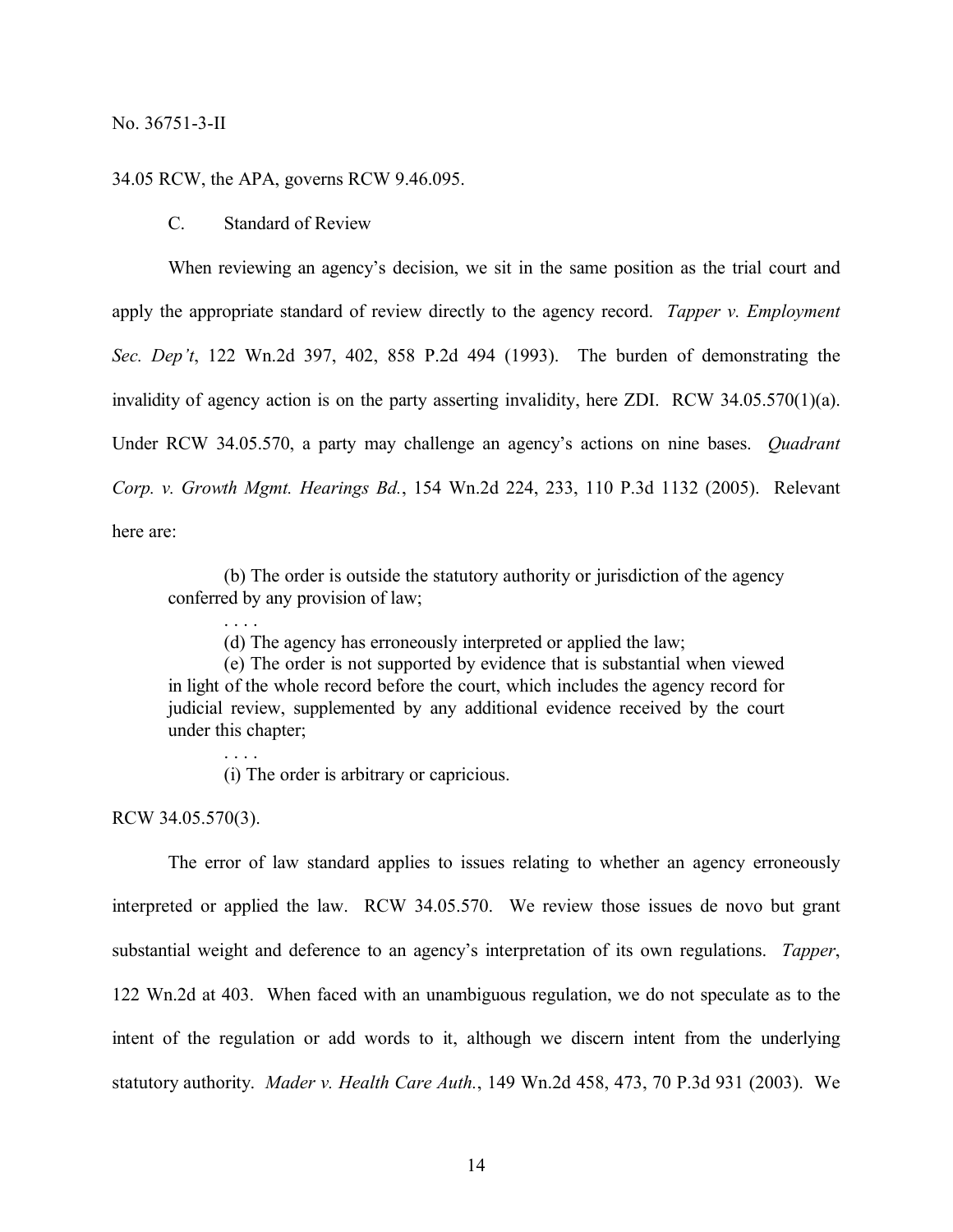34.05 RCW, the APA, governs RCW 9.46.095.

C. Standard of Review

When reviewing an agency's decision, we sit in the same position as the trial court and apply the appropriate standard of review directly to the agency record. *Tapper v. Employment Sec. Dep't*, 122 Wn.2d 397, 402, 858 P.2d 494 (1993). The burden of demonstrating the invalidity of agency action is on the party asserting invalidity, here ZDI. RCW 34.05.570(1)(a). Under RCW 34.05.570, a party may challenge an agency's actions on nine bases. *Quadrant Corp. v. Growth Mgmt. Hearings Bd.*, 154 Wn.2d 224, 233, 110 P.3d 1132 (2005). Relevant here are:

> (b) The order is outside the statutory authority or jurisdiction of the agency conferred by any provision of law;
>
> . . . .
>
> (d) The agency has erroneously interpreted or applied the law;
>
> (e) The order is not supported by evidence that is substantial when viewed in light of the whole record before the court, which includes the agency record for judicial review, supplemented by any additional evidence received by the court under this chapter;
>
> . . . .
>
> (i) The order is arbitrary or capricious.

RCW 34.05.570(3).

The error of law standard applies to issues relating to whether an agency erroneously interpreted or applied the law. RCW 34.05.570. We review those issues de novo but grant substantial weight and deference to an agency's interpretation of its own regulations. *Tapper*, 122 Wn.2d at 403. When faced with an unambiguous regulation, we do not speculate as to the intent of the regulation or add words to it, although we discern intent from the underlying statutory authority. *Mader v. Health Care Auth.*, 149 Wn.2d 458, 473, 70 P.3d 931 (2003). We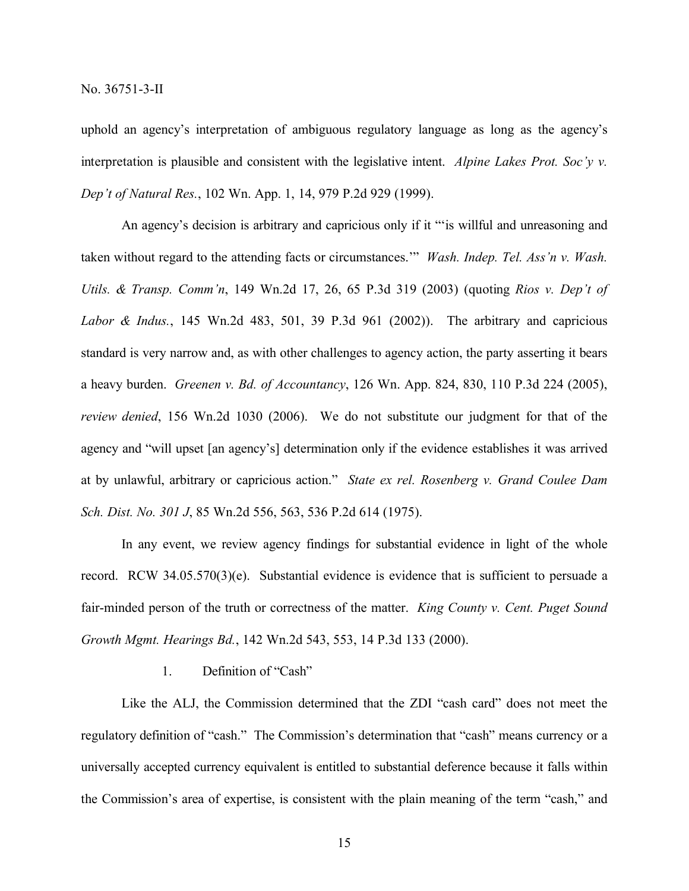uphold an agency's interpretation of ambiguous regulatory language as long as the agency's interpretation is plausible and consistent with the legislative intent. *Alpine Lakes Prot. Soc'y v. Dep't of Natural Res.*, 102 Wn. App. 1, 14, 979 P.2d 929 (1999).

An agency's decision is arbitrary and capricious only if it "'is willful and unreasoning and taken without regard to the attending facts or circumstances.'" *Wash. Indep. Tel. Ass'n v. Wash. Utils. & Transp. Comm'n*, 149 Wn.2d 17, 26, 65 P.3d 319 (2003) (quoting *Rios v. Dep't of Labor & Indus.*, 145 Wn.2d 483, 501, 39 P.3d 961 (2002)). The arbitrary and capricious standard is very narrow and, as with other challenges to agency action, the party asserting it bears a heavy burden. *Greenen v. Bd. of Accountancy*, 126 Wn. App. 824, 830, 110 P.3d 224 (2005), *review denied*, 156 Wn.2d 1030 (2006). We do not substitute our judgment for that of the agency and "will upset [an agency's] determination only if the evidence establishes it was arrived at by unlawful, arbitrary or capricious action." *State ex rel. Rosenberg v. Grand Coulee Dam Sch. Dist. No. 301 J*, 85 Wn.2d 556, 563, 536 P.2d 614 (1975).

In any event, we review agency findings for substantial evidence in light of the whole record. RCW 34.05.570(3)(e). Substantial evidence is evidence that is sufficient to persuade a fair-minded person of the truth or correctness of the matter. *King County v. Cent. Puget Sound Growth Mgmt. Hearings Bd.*, 142 Wn.2d 543, 553, 14 P.3d 133 (2000).

1. Definition of "Cash"

Like the ALJ, the Commission determined that the ZDI "cash card" does not meet the regulatory definition of "cash." The Commission's determination that "cash" means currency or a universally accepted currency equivalent is entitled to substantial deference because it falls within the Commission's area of expertise, is consistent with the plain meaning of the term "cash," and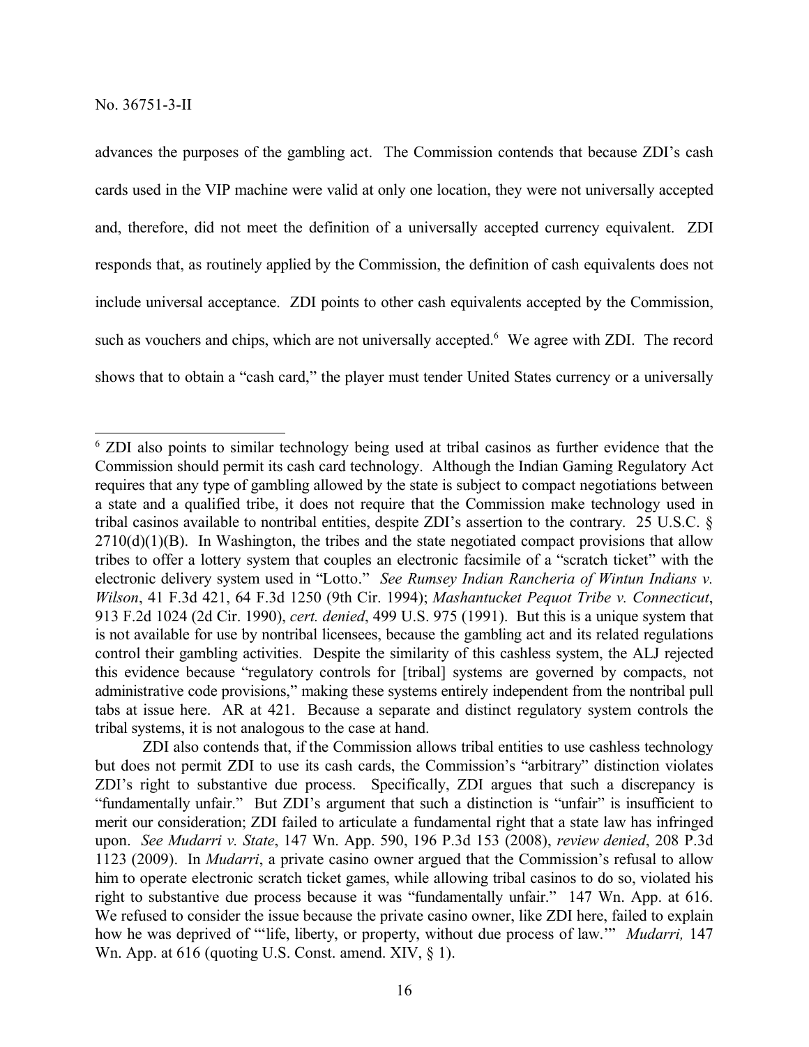advances the purposes of the gambling act. The Commission contends that because ZDI's cash cards used in the VIP machine were valid at only one location, they were not universally accepted and, therefore, did not meet the definition of a universally accepted currency equivalent. ZDI responds that, as routinely applied by the Commission, the definition of cash equivalents does not include universal acceptance. ZDI points to other cash equivalents accepted by the Commission, such as vouchers and chips, which are not universally accepted.[6] We agree with ZDI. The record shows that to obtain a "cash card," the player must tender United States currency or a universally

---

[6] ZDI also points to similar technology being used at tribal casinos as further evidence that the Commission should permit its cash card technology. Although the Indian Gaming Regulatory Act requires that any type of gambling allowed by the state is subject to compact negotiations between a state and a qualified tribe, it does not require that the Commission make technology used in tribal casinos available to nontribal entities, despite ZDI's assertion to the contrary. 25 U.S.C. § 2710(d)(1)(B). In Washington, the tribes and the state negotiated compact provisions that allow tribes to offer a lottery system that couples an electronic facsimile of a "scratch ticket" with the electronic delivery system used in "Lotto." *See Rumsey Indian Rancheria of Wintun Indians v. Wilson*, 41 F.3d 421, 64 F.3d 1250 (9th Cir. 1994); *Mashantucket Pequot Tribe v. Connecticut*, 913 F.2d 1024 (2d Cir. 1990), *cert. denied*, 499 U.S. 975 (1991). But this is a unique system that is not available for use by nontribal licensees, because the gambling act and its related regulations control their gambling activities. Despite the similarity of this cashless system, the ALJ rejected this evidence because "regulatory controls for [tribal] systems are governed by compacts, not administrative code provisions," making these systems entirely independent from the nontribal pull tabs at issue here. AR at 421. Because a separate and distinct regulatory system controls the tribal systems, it is not analogous to the case at hand.

ZDI also contends that, if the Commission allows tribal entities to use cashless technology but does not permit ZDI to use its cash cards, the Commission's "arbitrary" distinction violates ZDI's right to substantive due process. Specifically, ZDI argues that such a discrepancy is "fundamentally unfair." But ZDI's argument that such a distinction is "unfair" is insufficient to merit our consideration; ZDI failed to articulate a fundamental right that a state law has infringed upon. *See Mudarri v. State*, 147 Wn. App. 590, 196 P.3d 153 (2008), *review denied*, 208 P.3d 1123 (2009). In *Mudarri*, a private casino owner argued that the Commission's refusal to allow him to operate electronic scratch ticket games, while allowing tribal casinos to do so, violated his right to substantive due process because it was "fundamentally unfair." 147 Wn. App. at 616. We refused to consider the issue because the private casino owner, like ZDI here, failed to explain how he was deprived of "'life, liberty, or property, without due process of law.'" *Mudarri,* 147 Wn. App. at 616 (quoting U.S. Const. amend. XIV, § 1).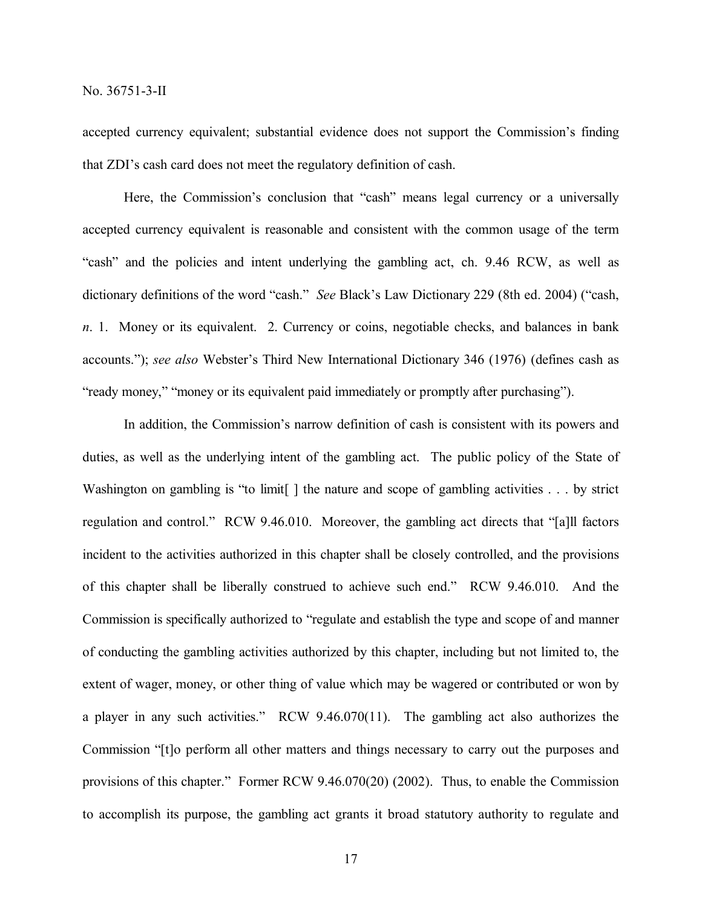accepted currency equivalent; substantial evidence does not support the Commission's finding that ZDI's cash card does not meet the regulatory definition of cash.

Here, the Commission's conclusion that "cash" means legal currency or a universally accepted currency equivalent is reasonable and consistent with the common usage of the term "cash" and the policies and intent underlying the gambling act, ch. 9.46 RCW, as well as dictionary definitions of the word "cash." *See* Black's Law Dictionary 229 (8th ed. 2004) ("cash, *n*. 1. Money or its equivalent. 2. Currency or coins, negotiable checks, and balances in bank accounts."); *see also* Webster's Third New International Dictionary 346 (1976) (defines cash as "ready money," "money or its equivalent paid immediately or promptly after purchasing").

In addition, the Commission's narrow definition of cash is consistent with its powers and duties, as well as the underlying intent of the gambling act. The public policy of the State of Washington on gambling is "to limit[ ] the nature and scope of gambling activities . . . by strict regulation and control." RCW 9.46.010. Moreover, the gambling act directs that "[a]ll factors incident to the activities authorized in this chapter shall be closely controlled, and the provisions of this chapter shall be liberally construed to achieve such end." RCW 9.46.010. And the Commission is specifically authorized to "regulate and establish the type and scope of and manner of conducting the gambling activities authorized by this chapter, including but not limited to, the extent of wager, money, or other thing of value which may be wagered or contributed or won by a player in any such activities." RCW 9.46.070(11). The gambling act also authorizes the Commission "[t]o perform all other matters and things necessary to carry out the purposes and provisions of this chapter." Former RCW 9.46.070(20) (2002). Thus, to enable the Commission to accomplish its purpose, the gambling act grants it broad statutory authority to regulate and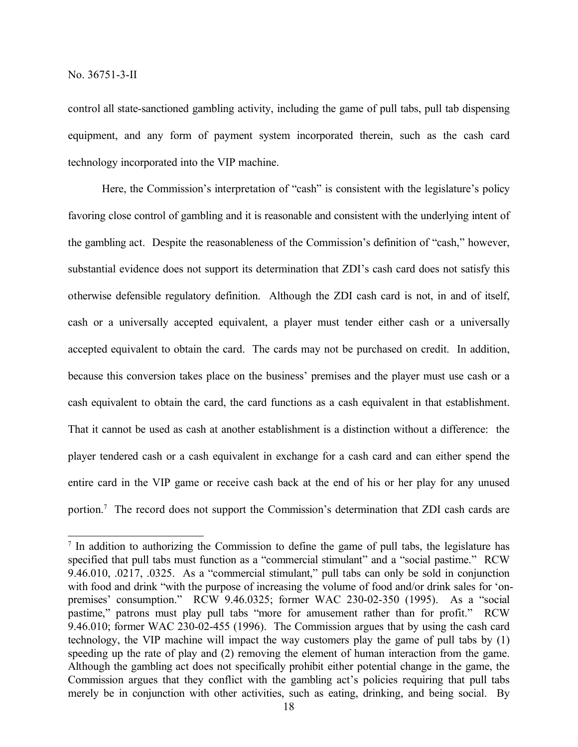control all state-sanctioned gambling activity, including the game of pull tabs, pull tab dispensing equipment, and any form of payment system incorporated therein, such as the cash card technology incorporated into the VIP machine.

Here, the Commission's interpretation of "cash" is consistent with the legislature's policy favoring close control of gambling and it is reasonable and consistent with the underlying intent of the gambling act. Despite the reasonableness of the Commission's definition of "cash," however, substantial evidence does not support its determination that ZDI's cash card does not satisfy this otherwise defensible regulatory definition. Although the ZDI cash card is not, in and of itself, cash or a universally accepted equivalent, a player must tender either cash or a universally accepted equivalent to obtain the card. The cards may not be purchased on credit. In addition, because this conversion takes place on the business' premises and the player must use cash or a cash equivalent to obtain the card, the card functions as a cash equivalent in that establishment. That it cannot be used as cash at another establishment is a distinction without a difference: the player tendered cash or a cash equivalent in exchange for a cash card and can either spend the entire card in the VIP game or receive cash back at the end of his or her play for any unused portion.[7] The record does not support the Commission's determination that ZDI cash cards are

[7] In addition to authorizing the Commission to define the game of pull tabs, the legislature has specified that pull tabs must function as a "commercial stimulant" and a "social pastime." RCW 9.46.010, .0217, .0325. As a "commercial stimulant," pull tabs can only be sold in conjunction with food and drink "with the purpose of increasing the volume of food and/or drink sales for 'on-premises' consumption." RCW 9.46.0325; former WAC 230-02-350 (1995). As a "social pastime," patrons must play pull tabs "more for amusement rather than for profit." RCW 9.46.010; former WAC 230-02-455 (1996). The Commission argues that by using the cash card technology, the VIP machine will impact the way customers play the game of pull tabs by (1) speeding up the rate of play and (2) removing the element of human interaction from the game. Although the gambling act does not specifically prohibit either potential change in the game, the Commission argues that they conflict with the gambling act's policies requiring that pull tabs merely be in conjunction with other activities, such as eating, drinking, and being social. By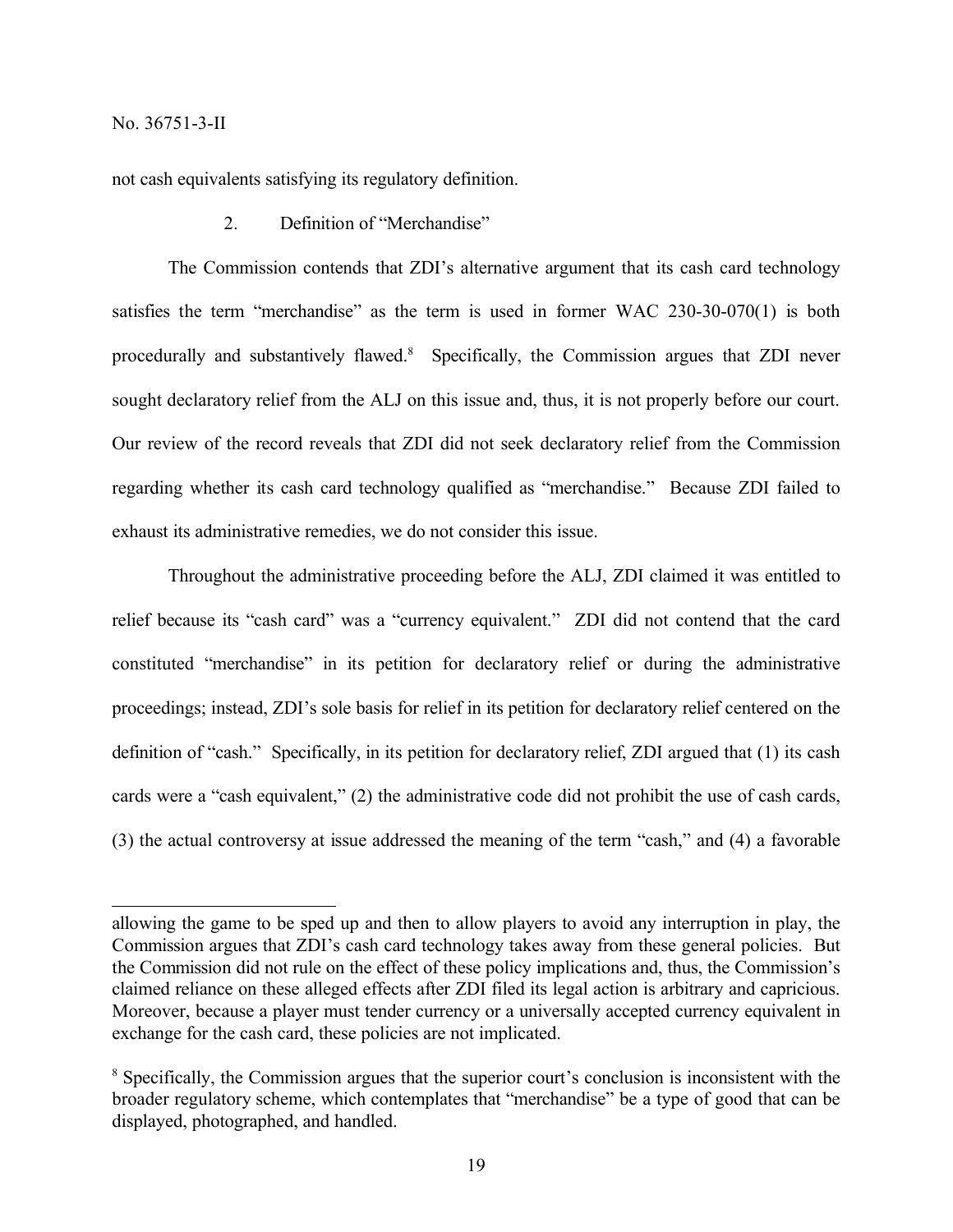not cash equivalents satisfying its regulatory definition.

2. Definition of "Merchandise"

The Commission contends that ZDI's alternative argument that its cash card technology satisfies the term "merchandise" as the term is used in former WAC 230-30-070(1) is both procedurally and substantively flawed.[8] Specifically, the Commission argues that ZDI never sought declaratory relief from the ALJ on this issue and, thus, it is not properly before our court. Our review of the record reveals that ZDI did not seek declaratory relief from the Commission regarding whether its cash card technology qualified as "merchandise." Because ZDI failed to exhaust its administrative remedies, we do not consider this issue.

Throughout the administrative proceeding before the ALJ, ZDI claimed it was entitled to relief because its "cash card" was a "currency equivalent." ZDI did not contend that the card constituted "merchandise" in its petition for declaratory relief or during the administrative proceedings; instead, ZDI's sole basis for relief in its petition for declaratory relief centered on the definition of "cash." Specifically, in its petition for declaratory relief, ZDI argued that (1) its cash cards were a "cash equivalent," (2) the administrative code did not prohibit the use of cash cards, (3) the actual controversy at issue addressed the meaning of the term "cash," and (4) a favorable

---

allowing the game to be sped up and then to allow players to avoid any interruption in play, the Commission argues that ZDI's cash card technology takes away from these general policies. But the Commission did not rule on the effect of these policy implications and, thus, the Commission's claimed reliance on these alleged effects after ZDI filed its legal action is arbitrary and capricious. Moreover, because a player must tender currency or a universally accepted currency equivalent in exchange for the cash card, these policies are not implicated.

[8] Specifically, the Commission argues that the superior court's conclusion is inconsistent with the broader regulatory scheme, which contemplates that "merchandise" be a type of good that can be displayed, photographed, and handled.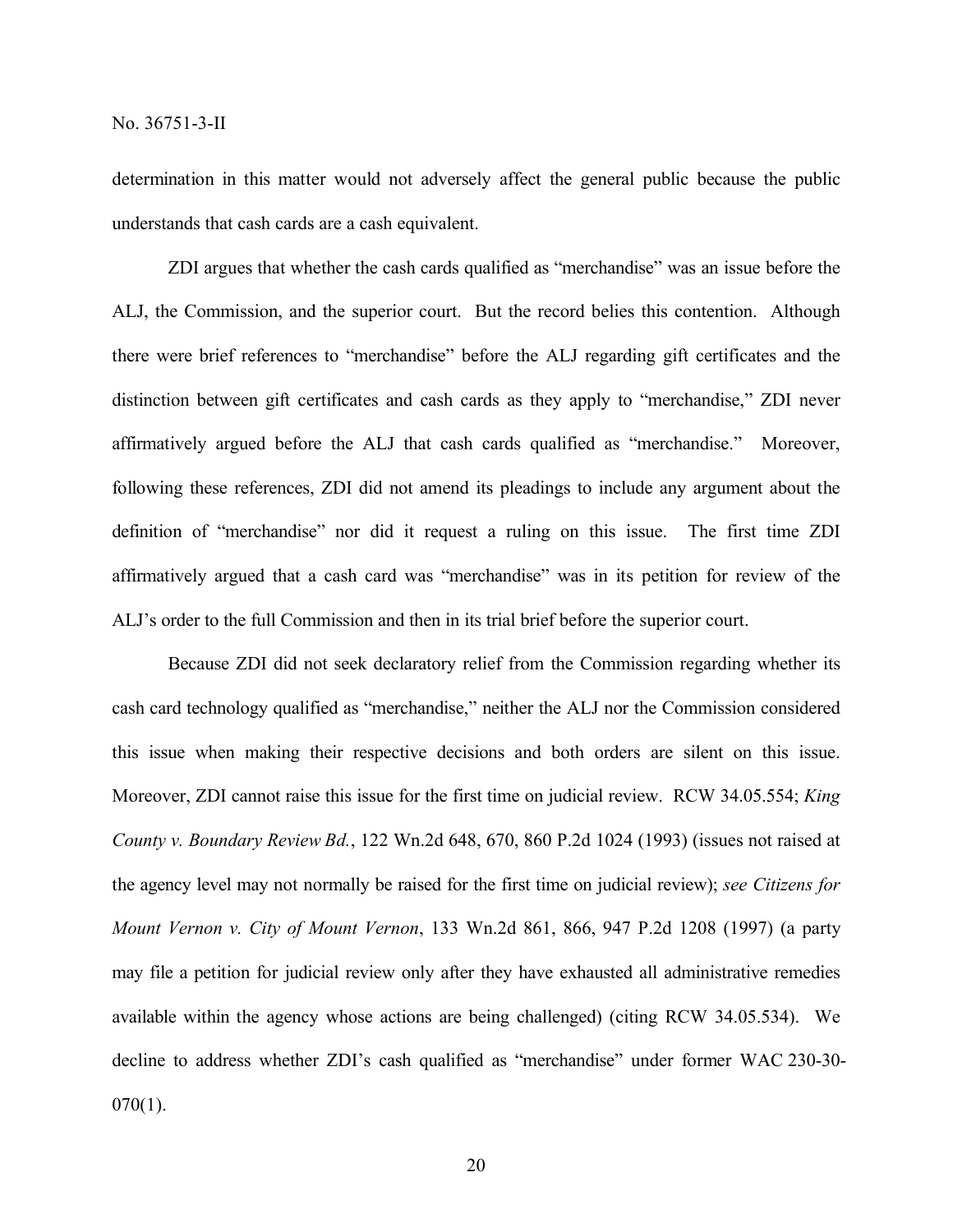determination in this matter would not adversely affect the general public because the public understands that cash cards are a cash equivalent.

ZDI argues that whether the cash cards qualified as "merchandise" was an issue before the ALJ, the Commission, and the superior court. But the record belies this contention. Although there were brief references to "merchandise" before the ALJ regarding gift certificates and the distinction between gift certificates and cash cards as they apply to "merchandise," ZDI never affirmatively argued before the ALJ that cash cards qualified as "merchandise." Moreover, following these references, ZDI did not amend its pleadings to include any argument about the definition of "merchandise" nor did it request a ruling on this issue. The first time ZDI affirmatively argued that a cash card was "merchandise" was in its petition for review of the ALJ's order to the full Commission and then in its trial brief before the superior court.

Because ZDI did not seek declaratory relief from the Commission regarding whether its cash card technology qualified as "merchandise," neither the ALJ nor the Commission considered this issue when making their respective decisions and both orders are silent on this issue. Moreover, ZDI cannot raise this issue for the first time on judicial review. RCW 34.05.554; *King County v. Boundary Review Bd.*, 122 Wn.2d 648, 670, 860 P.2d 1024 (1993) (issues not raised at the agency level may not normally be raised for the first time on judicial review); *see Citizens for Mount Vernon v. City of Mount Vernon*, 133 Wn.2d 861, 866, 947 P.2d 1208 (1997) (a party may file a petition for judicial review only after they have exhausted all administrative remedies available within the agency whose actions are being challenged) (citing RCW 34.05.534). We decline to address whether ZDI's cash qualified as "merchandise" under former WAC 230-30-070(1).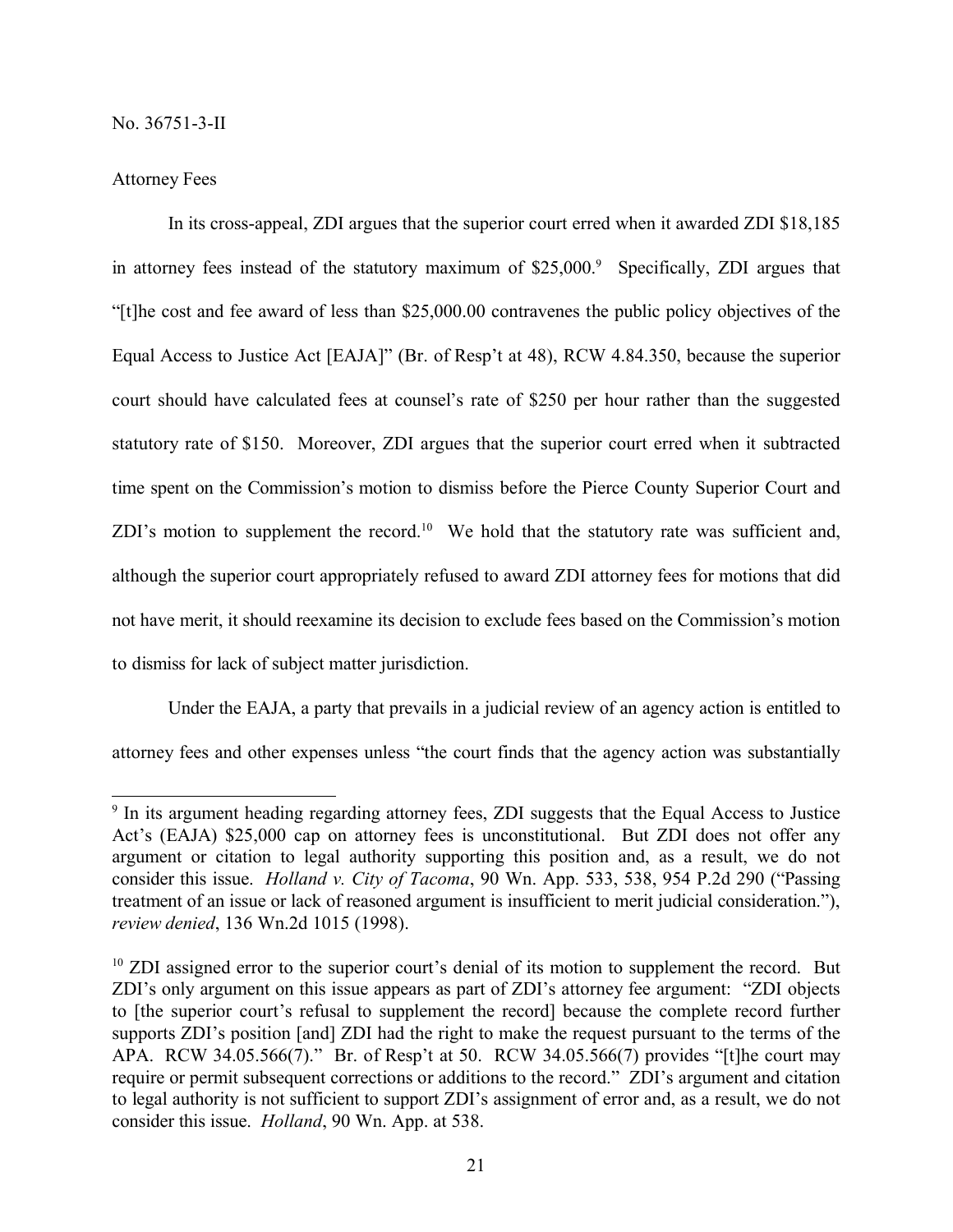No. 36751-3-II

Attorney Fees

In its cross-appeal, ZDI argues that the superior court erred when it awarded ZDI $18,185 in attorney fees instead of the statutory maximum of $25,000.[9] Specifically, ZDI argues that "[t]he cost and fee award of less than $25,000.00 contravenes the public policy objectives of the Equal Access to Justice Act [EAJA]" (Br. of Resp't at 48), RCW 4.84.350, because the superior court should have calculated fees at counsel's rate of $250 per hour rather than the suggested statutory rate of $150. Moreover, ZDI argues that the superior court erred when it subtracted time spent on the Commission's motion to dismiss before the Pierce County Superior Court and ZDI's motion to supplement the record.[10] We hold that the statutory rate was sufficient and, although the superior court appropriately refused to award ZDI attorney fees for motions that did not have merit, it should reexamine its decision to exclude fees based on the Commission's motion to dismiss for lack of subject matter jurisdiction.

Under the EAJA, a party that prevails in a judicial review of an agency action is entitled to attorney fees and other expenses unless "the court finds that the agency action was substantially

---

[9] In its argument heading regarding attorney fees, ZDI suggests that the Equal Access to Justice Act's (EAJA) $25,000 cap on attorney fees is unconstitutional. But ZDI does not offer any argument or citation to legal authority supporting this position and, as a result, we do not consider this issue. *Holland v. City of Tacoma*, 90 Wn. App. 533, 538, 954 P.2d 290 ("Passing treatment of an issue or lack of reasoned argument is insufficient to merit judicial consideration."), *review denied*, 136 Wn.2d 1015 (1998).

[10] ZDI assigned error to the superior court's denial of its motion to supplement the record. But ZDI's only argument on this issue appears as part of ZDI's attorney fee argument: "ZDI objects to [the superior court's refusal to supplement the record] because the complete record further supports ZDI's position [and] ZDI had the right to make the request pursuant to the terms of the APA. RCW 34.05.566(7)." Br. of Resp't at 50. RCW 34.05.566(7) provides "[t]he court may require or permit subsequent corrections or additions to the record." ZDI's argument and citation to legal authority is not sufficient to support ZDI's assignment of error and, as a result, we do not consider this issue. *Holland*, 90 Wn. App. at 538.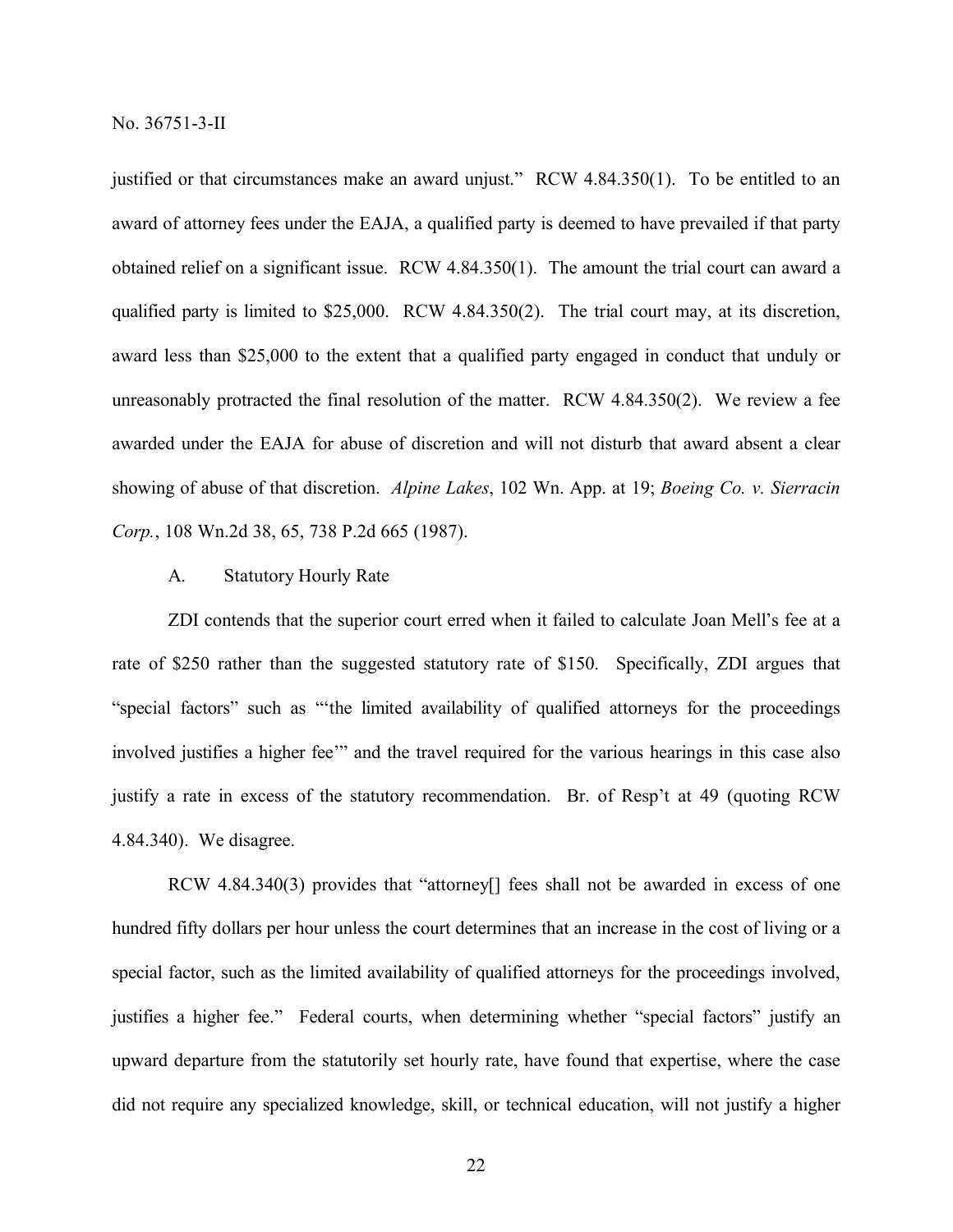justified or that circumstances make an award unjust." RCW 4.84.350(1). To be entitled to an award of attorney fees under the EAJA, a qualified party is deemed to have prevailed if that party obtained relief on a significant issue. RCW 4.84.350(1). The amount the trial court can award a qualified party is limited to $25,000. RCW 4.84.350(2). The trial court may, at its discretion, award less than $25,000 to the extent that a qualified party engaged in conduct that unduly or unreasonably protracted the final resolution of the matter. RCW 4.84.350(2). We review a fee awarded under the EAJA for abuse of discretion and will not disturb that award absent a clear showing of abuse of that discretion. *Alpine Lakes*, 102 Wn. App. at 19; *Boeing Co. v. Sierracin Corp.*, 108 Wn.2d 38, 65, 738 P.2d 665 (1987).

A. Statutory Hourly Rate

ZDI contends that the superior court erred when it failed to calculate Joan Mell's fee at a rate of $250 rather than the suggested statutory rate of $150. Specifically, ZDI argues that "special factors" such as "'the limited availability of qualified attorneys for the proceedings involved justifies a higher fee'" and the travel required for the various hearings in this case also justify a rate in excess of the statutory recommendation. Br. of Resp't at 49 (quoting RCW 4.84.340). We disagree.

RCW 4.84.340(3) provides that "attorney[] fees shall not be awarded in excess of one hundred fifty dollars per hour unless the court determines that an increase in the cost of living or a special factor, such as the limited availability of qualified attorneys for the proceedings involved, justifies a higher fee." Federal courts, when determining whether "special factors" justify an upward departure from the statutorily set hourly rate, have found that expertise, where the case did not require any specialized knowledge, skill, or technical education, will not justify a higher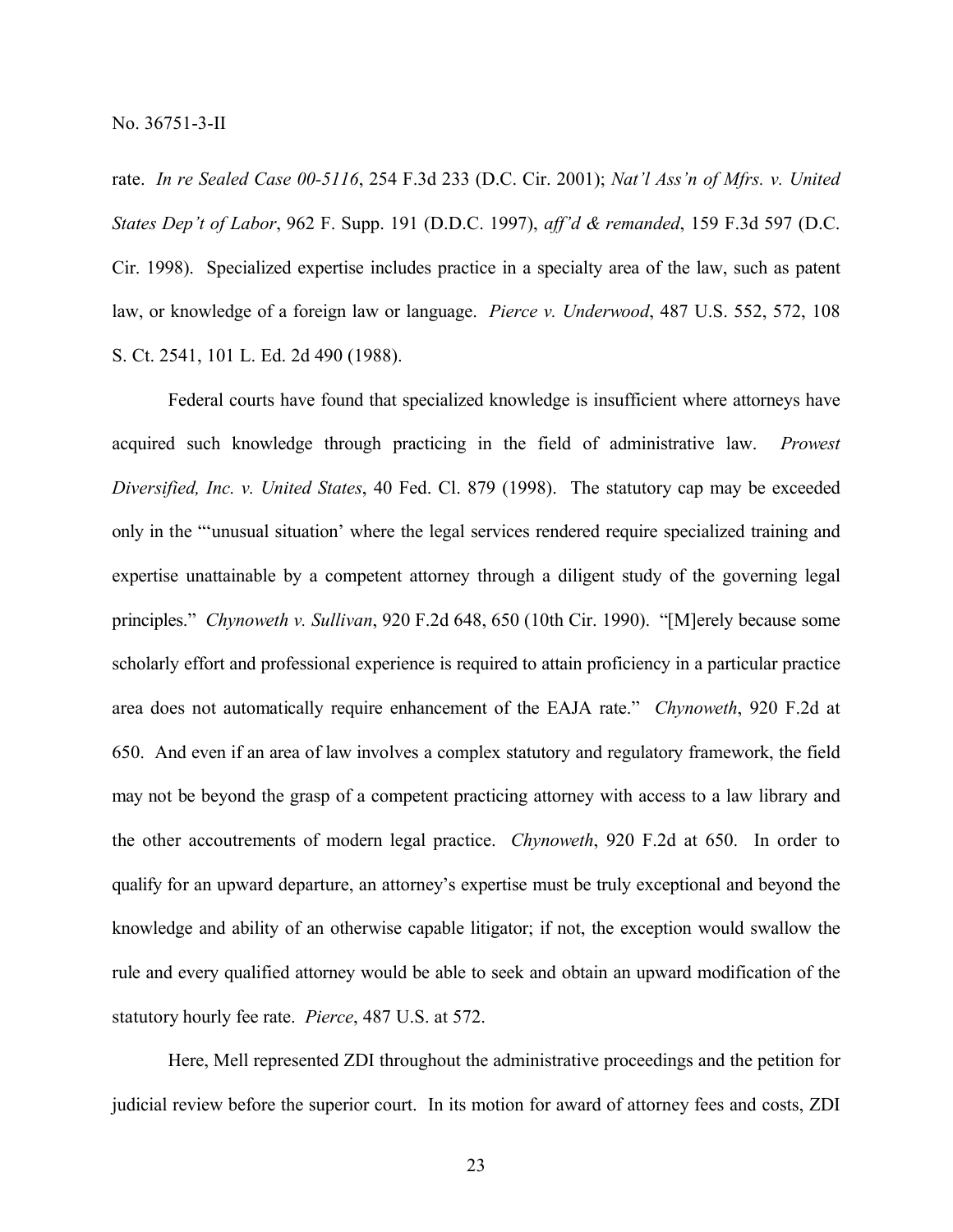rate. *In re Sealed Case 00-5116*, 254 F.3d 233 (D.C. Cir. 2001); *Nat'l Ass'n of Mfrs. v. United States Dep't of Labor*, 962 F. Supp. 191 (D.D.C. 1997), *aff'd & remanded*, 159 F.3d 597 (D.C. Cir. 1998). Specialized expertise includes practice in a specialty area of the law, such as patent law, or knowledge of a foreign law or language. *Pierce v. Underwood*, 487 U.S. 552, 572, 108 S. Ct. 2541, 101 L. Ed. 2d 490 (1988).

Federal courts have found that specialized knowledge is insufficient where attorneys have acquired such knowledge through practicing in the field of administrative law. *Prowest Diversified, Inc. v. United States*, 40 Fed. Cl. 879 (1998). The statutory cap may be exceeded only in the "'unusual situation' where the legal services rendered require specialized training and expertise unattainable by a competent attorney through a diligent study of the governing legal principles." *Chynoweth v. Sullivan*, 920 F.2d 648, 650 (10th Cir. 1990). "[M]erely because some scholarly effort and professional experience is required to attain proficiency in a particular practice area does not automatically require enhancement of the EAJA rate." *Chynoweth*, 920 F.2d at 650. And even if an area of law involves a complex statutory and regulatory framework, the field may not be beyond the grasp of a competent practicing attorney with access to a law library and the other accoutrements of modern legal practice. *Chynoweth*, 920 F.2d at 650. In order to qualify for an upward departure, an attorney's expertise must be truly exceptional and beyond the knowledge and ability of an otherwise capable litigator; if not, the exception would swallow the rule and every qualified attorney would be able to seek and obtain an upward modification of the statutory hourly fee rate. *Pierce*, 487 U.S. at 572.

Here, Mell represented ZDI throughout the administrative proceedings and the petition for judicial review before the superior court. In its motion for award of attorney fees and costs, ZDI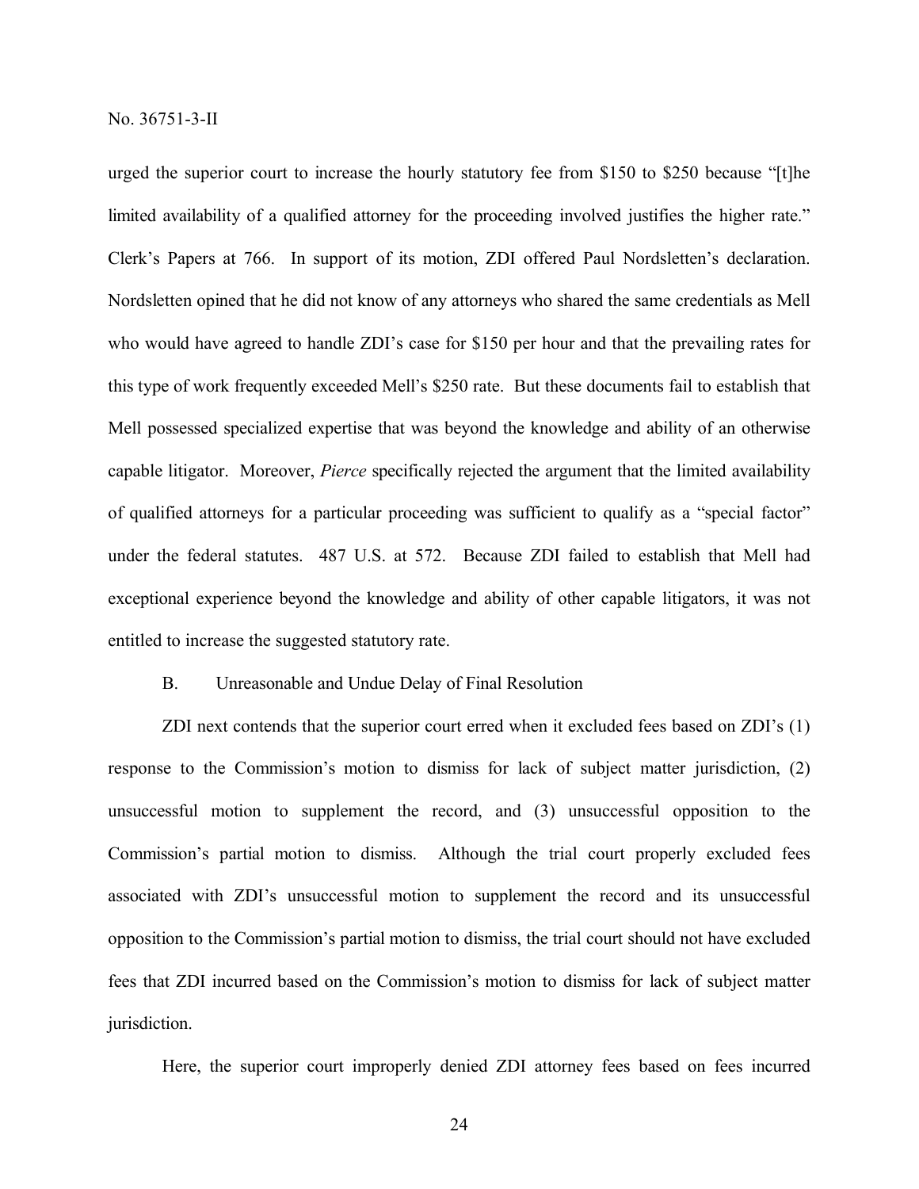urged the superior court to increase the hourly statutory fee from $150 to $250 because "[t]he limited availability of a qualified attorney for the proceeding involved justifies the higher rate." Clerk's Papers at 766. In support of its motion, ZDI offered Paul Nordsletten's declaration. Nordsletten opined that he did not know of any attorneys who shared the same credentials as Mell who would have agreed to handle ZDI's case for $150 per hour and that the prevailing rates for this type of work frequently exceeded Mell's $250 rate. But these documents fail to establish that Mell possessed specialized expertise that was beyond the knowledge and ability of an otherwise capable litigator. Moreover, *Pierce* specifically rejected the argument that the limited availability of qualified attorneys for a particular proceeding was sufficient to qualify as a "special factor" under the federal statutes. 487 U.S. at 572. Because ZDI failed to establish that Mell had exceptional experience beyond the knowledge and ability of other capable litigators, it was not entitled to increase the suggested statutory rate.

B. Unreasonable and Undue Delay of Final Resolution

ZDI next contends that the superior court erred when it excluded fees based on ZDI's (1) response to the Commission's motion to dismiss for lack of subject matter jurisdiction, (2) unsuccessful motion to supplement the record, and (3) unsuccessful opposition to the Commission's partial motion to dismiss. Although the trial court properly excluded fees associated with ZDI's unsuccessful motion to supplement the record and its unsuccessful opposition to the Commission's partial motion to dismiss, the trial court should not have excluded fees that ZDI incurred based on the Commission's motion to dismiss for lack of subject matter jurisdiction.

Here, the superior court improperly denied ZDI attorney fees based on fees incurred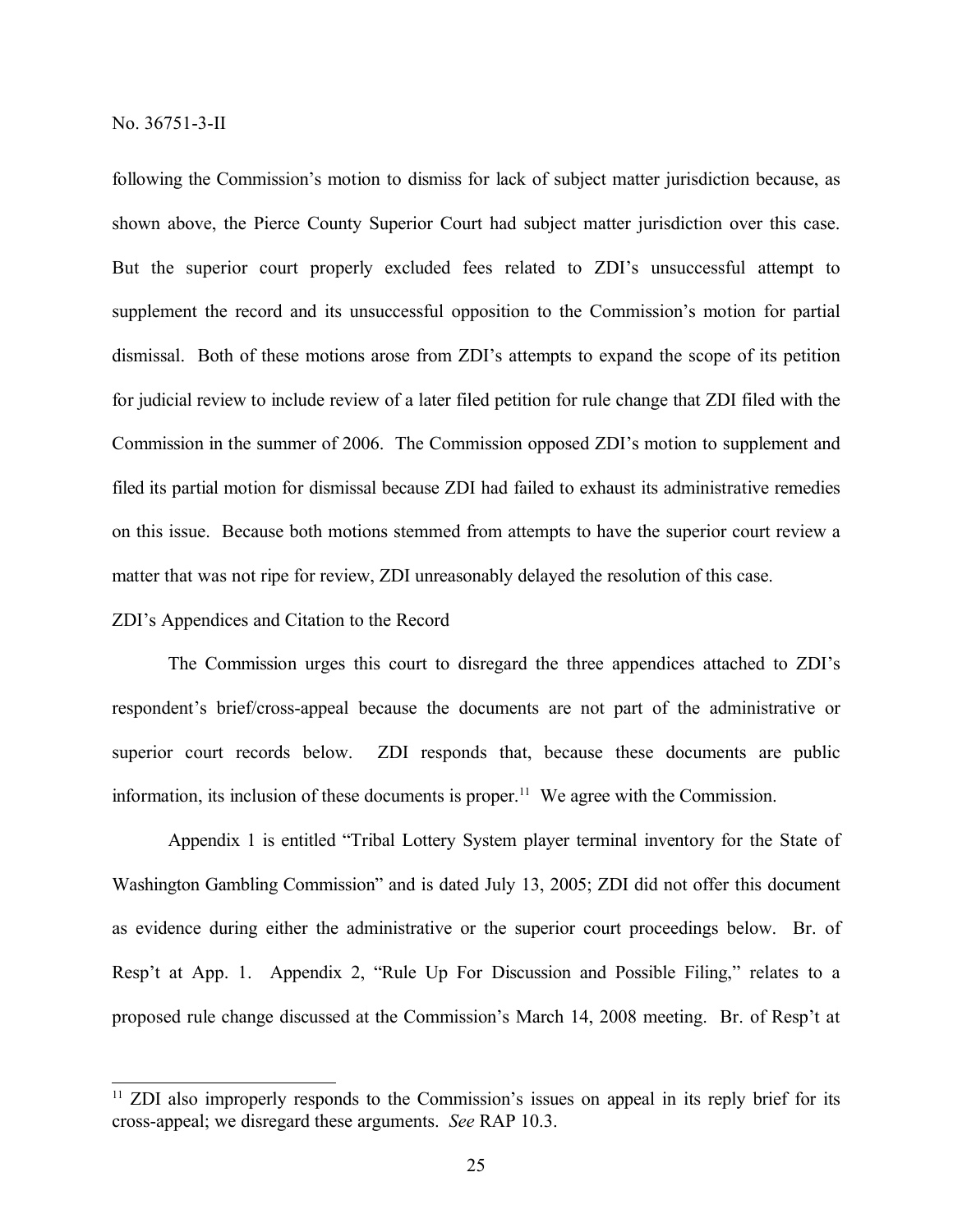following the Commission's motion to dismiss for lack of subject matter jurisdiction because, as shown above, the Pierce County Superior Court had subject matter jurisdiction over this case. But the superior court properly excluded fees related to ZDI's unsuccessful attempt to supplement the record and its unsuccessful opposition to the Commission's motion for partial dismissal. Both of these motions arose from ZDI's attempts to expand the scope of its petition for judicial review to include review of a later filed petition for rule change that ZDI filed with the Commission in the summer of 2006. The Commission opposed ZDI's motion to supplement and filed its partial motion for dismissal because ZDI had failed to exhaust its administrative remedies on this issue. Because both motions stemmed from attempts to have the superior court review a matter that was not ripe for review, ZDI unreasonably delayed the resolution of this case.

ZDI's Appendices and Citation to the Record

The Commission urges this court to disregard the three appendices attached to ZDI's respondent's brief/cross-appeal because the documents are not part of the administrative or superior court records below. ZDI responds that, because these documents are public information, its inclusion of these documents is proper.[11] We agree with the Commission.

Appendix 1 is entitled "Tribal Lottery System player terminal inventory for the State of Washington Gambling Commission" and is dated July 13, 2005; ZDI did not offer this document as evidence during either the administrative or the superior court proceedings below. Br. of Resp't at App. 1. Appendix 2, "Rule Up For Discussion and Possible Filing," relates to a proposed rule change discussed at the Commission's March 14, 2008 meeting. Br. of Resp't at

[11] ZDI also improperly responds to the Commission's issues on appeal in its reply brief for its cross-appeal; we disregard these arguments. *See* RAP 10.3.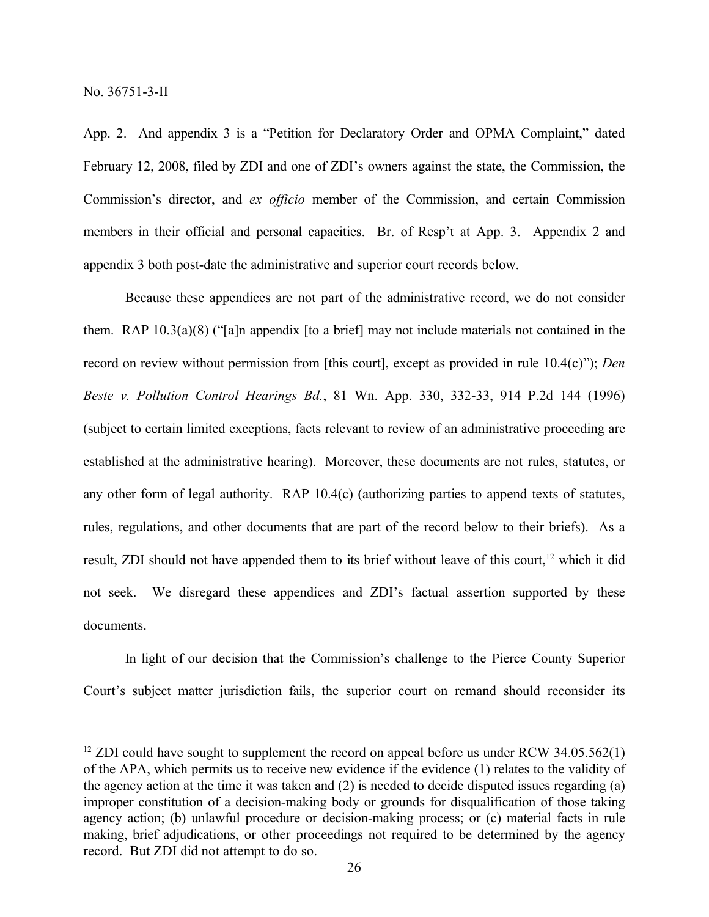App. 2. And appendix 3 is a "Petition for Declaratory Order and OPMA Complaint," dated February 12, 2008, filed by ZDI and one of ZDI's owners against the state, the Commission, the Commission's director, and *ex officio* member of the Commission, and certain Commission members in their official and personal capacities. Br. of Resp't at App. 3. Appendix 2 and appendix 3 both post-date the administrative and superior court records below.

Because these appendices are not part of the administrative record, we do not consider them. RAP 10.3(a)(8) ("[a]n appendix [to a brief] may not include materials not contained in the record on review without permission from [this court], except as provided in rule 10.4(c)"); *Den Beste v. Pollution Control Hearings Bd.*, 81 Wn. App. 330, 332-33, 914 P.2d 144 (1996) (subject to certain limited exceptions, facts relevant to review of an administrative proceeding are established at the administrative hearing). Moreover, these documents are not rules, statutes, or any other form of legal authority. RAP 10.4(c) (authorizing parties to append texts of statutes, rules, regulations, and other documents that are part of the record below to their briefs). As a result, ZDI should not have appended them to its brief without leave of this court,[12] which it did not seek. We disregard these appendices and ZDI's factual assertion supported by these documents.

In light of our decision that the Commission's challenge to the Pierce County Superior Court's subject matter jurisdiction fails, the superior court on remand should reconsider its

[12] ZDI could have sought to supplement the record on appeal before us under RCW 34.05.562(1) of the APA, which permits us to receive new evidence if the evidence (1) relates to the validity of the agency action at the time it was taken and (2) is needed to decide disputed issues regarding (a) improper constitution of a decision-making body or grounds for disqualification of those taking agency action; (b) unlawful procedure or decision-making process; or (c) material facts in rule making, brief adjudications, or other proceedings not required to be determined by the agency record. But ZDI did not attempt to do so.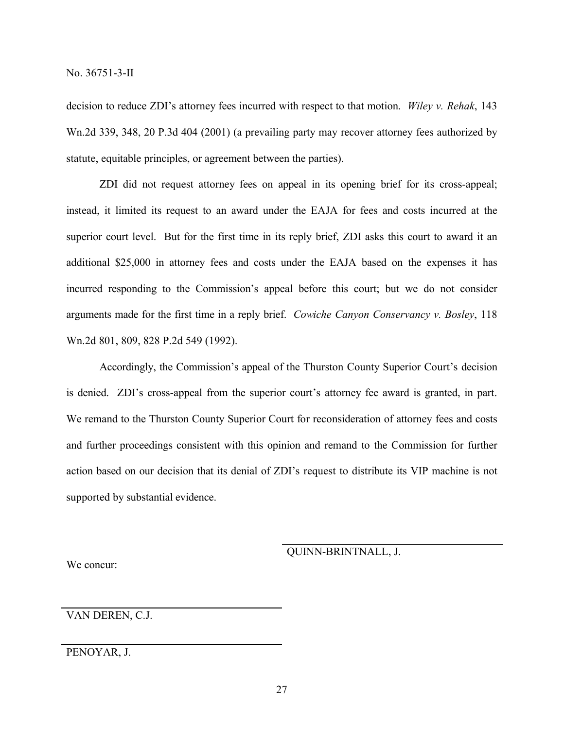decision to reduce ZDI's attorney fees incurred with respect to that motion. *Wiley v. Rehak*, 143 Wn.2d 339, 348, 20 P.3d 404 (2001) (a prevailing party may recover attorney fees authorized by statute, equitable principles, or agreement between the parties).

ZDI did not request attorney fees on appeal in its opening brief for its cross-appeal; instead, it limited its request to an award under the EAJA for fees and costs incurred at the superior court level. But for the first time in its reply brief, ZDI asks this court to award it an additional $25,000 in attorney fees and costs under the EAJA based on the expenses it has incurred responding to the Commission's appeal before this court; but we do not consider arguments made for the first time in a reply brief. *Cowiche Canyon Conservancy v. Bosley*, 118 Wn.2d 801, 809, 828 P.2d 549 (1992).

Accordingly, the Commission's appeal of the Thurston County Superior Court's decision is denied. ZDI's cross-appeal from the superior court's attorney fee award is granted, in part. We remand to the Thurston County Superior Court for reconsideration of attorney fees and costs and further proceedings consistent with this opinion and remand to the Commission for further action based on our decision that its denial of ZDI's request to distribute its VIP machine is not supported by substantial evidence.

QUINN-BRINTNALL, J.

We concur:

VAN DEREN, C.J.

PENOYAR, J.